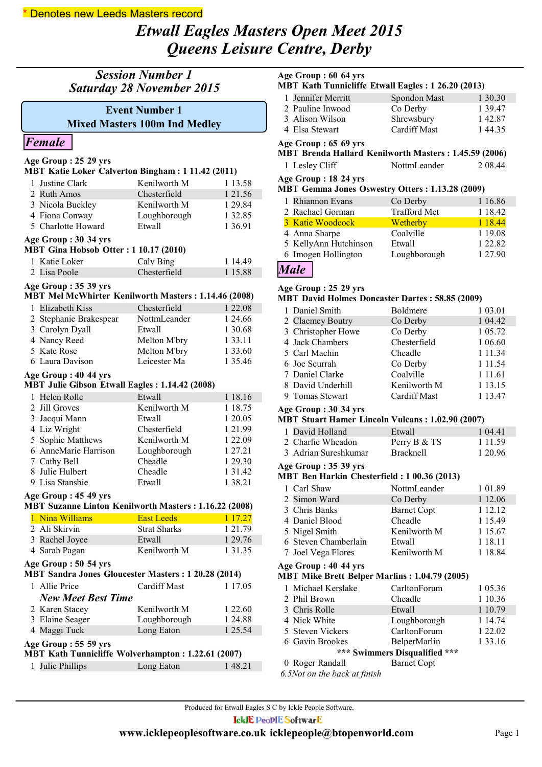* Denotes new Leeds Masters record

# Etwall Eagles Masters Open Meet 2015
# Queens Leisure Centre, Derby

## Session Number 1
## Saturday 28 November 2015

### Event Number 1
### Mixed Masters 100m Ind Medley

## Female

**Age Group : 25 29 yrs**
**MBT Katie Loker Calverton Bingham : 1 11.42 (2011)**

| | Name | Club | Time |
|---|---|---|---|
| 1 | Justine Clark | Kenilworth M | 1 13.58 |
| 2 | Ruth Amos | Chesterfield | 1 21.56 |
| 3 | Nicola Buckley | Kenilworth M | 1 29.84 |
| 4 | Fiona Conway | Loughborough | 1 32.85 |
| 5 | Charlotte Howard | Etwall | 1 36.91 |

**Age Group : 30 34 yrs**
**MBT Gina Hobsob Otter : 1 10.17 (2010)**

| | Name | Club | Time |
|---|---|---|---|
| 1 | Katie Loker | Calv Bing | 1 14.49 |
| 2 | Lisa Poole | Chesterfield | 1 15.88 |

**Age Group : 35 39 yrs**
**MBT Mel McWhirter Kenilworth Masters : 1.14.46 (2008)**

| | Name | Club | Time |
|---|---|---|---|
| 1 | Elizabeth Kiss | Chesterfield | 1 22.08 |
| 2 | Stephanie Brakespear | NottmLeander | 1 24.66 |
| 3 | Carolyn Dyall | Etwall | 1 30.68 |
| 4 | Nancy Reed | Melton M'bry | 1 33.11 |
| 5 | Kate Rose | Melton M'bry | 1 33.60 |
| 6 | Laura Davison | Leicester Ma | 1 35.46 |

**Age Group : 40 44 yrs**
**MBT Julie Gibson Etwall Eagles : 1.14.42 (2008)**

| | Name | Club | Time |
|---|---|---|---|
| 1 | Helen Rolle | Etwall | 1 18.16 |
| 2 | Jill Groves | Kenilworth M | 1 18.75 |
| 3 | Jacqui Mann | Etwall | 1 20.05 |
| 4 | Liz Wright | Chesterfield | 1 21.99 |
| 5 | Sophie Matthews | Kenilworth M | 1 22.09 |
| 6 | AnneMarie Harrison | Loughborough | 1 27.21 |
| 7 | Cathy Bell | Cheadle | 1 29.30 |
| 8 | Julie Hulbert | Cheadle | 1 31.42 |
| 9 | Lisa Stansbie | Etwall | 1 38.21 |

**Age Group : 45 49 yrs**
**MBT Suzanne Linton Kenilworth Masters : 1.16.22 (2008)**

| | Name | Club | Time |
|---|---|---|---|
| 1 | Nina Williams | East Leeds | 1 17.27 |
| 2 | Ali Skirvin | Strat Sharks | 1 21.79 |
| 3 | Rachel Joyce | Etwall | 1 29.76 |
| 4 | Sarah Pagan | Kenilworth M | 1 31.35 |

**Age Group : 50 54 yrs**
**MBT Sandra Jones Gloucester Masters : 1 20.28 (2014)**

| | Name | Club | Time |
|---|---|---|---|
| 1 | Allie Price | Cardiff Mast | 1 17.05 |
| | *New Meet Best Time* | | |
| 2 | Karen Stacey | Kenilworth M | 1 22.60 |
| 3 | Elaine Seager | Loughborough | 1 24.88 |
| 4 | Maggi Tuck | Long Eaton | 1 25.54 |

**Age Group : 55 59 yrs**
**MBT Kath Tunnicliffe Wolverhampton : 1.22.61 (2007)**

| | Name | Club | Time |
|---|---|---|---|
| 1 | Julie Phillips | Long Eaton | 1 48.21 |

**Age Group : 60 64 yrs**
**MBT Kath Tunnicliffe Etwall Eagles : 1 26.20 (2013)**

| | Name | Club | Time |
|---|---|---|---|
| 1 | Jennifer Merritt | Spondon Mast | 1 30.30 |
| 2 | Pauline Inwood | Co Derby | 1 39.47 |
| 3 | Alison Wilson | Shrewsbury | 1 42.87 |
| 4 | Elsa Stewart | Cardiff Mast | 1 44.35 |

**Age Group : 65 69 yrs**
**MBT Brenda Hallard Kenilworth Masters : 1.45.59 (2006)**

| | Name | Club | Time |
|---|---|---|---|
| 1 | Lesley Cliff | NottmLeander | 2 08.44 |

**Age Group : 18 24 yrs**
**MBT Gemma Jones Oswestry Otters : 1.13.28 (2009)**

| | Name | Club | Time |
|---|---|---|---|
| 1 | Rhiannon Evans | Co Derby | 1 16.86 |
| 2 | Rachael Gorman | Trafford Met | 1 18.42 |
| 3 | Katie Woodcock | Wetherby | 1 18.44 |
| 4 | Anna Sharpe | Coalville | 1 19.08 |
| 5 | KellyAnn Hutchinson | Etwall | 1 22.82 |
| 6 | Imogen Hollington | Loughborough | 1 27.90 |

## Male

**Age Group : 25 29 yrs**
**MBT David Holmes Doncaster Dartes : 58.85 (2009)**

| | Name | Club | Time |
|---|---|---|---|
| 1 | Daniel Smith | Boldmere | 1 03.01 |
| 2 | Claemey Boutry | Co Derby | 1 04.42 |
| 3 | Christopher Howe | Co Derby | 1 05.72 |
| 4 | Jack Chambers | Chesterfield | 1 06.60 |
| 5 | Carl Machin | Cheadle | 1 11.34 |
| 6 | Joe Scurrah | Co Derby | 1 11.54 |
| 7 | Daniel Clarke | Coalville | 1 11.61 |
| 8 | David Underhill | Kenilworth M | 1 13.15 |
| 9 | Tomas Stewart | Cardiff Mast | 1 13.47 |

**Age Group : 30 34 yrs**
**MBT Stuart Hamer Lincoln Vulcans : 1.02.90 (2007)**

| | Name | Club | Time |
|---|---|---|---|
| 1 | David Holland | Etwall | 1 04.41 |
| 2 | Charlie Wheadon | Perry B & TS | 1 11.59 |
| 3 | Adrian Sureshkumar | Bracknell | 1 20.96 |

**Age Group : 35 39 yrs**
**MBT Ben Harkin Chesterfield : 1 00.36 (2013)**

| | Name | Club | Time |
|---|---|---|---|
| 1 | Carl Shaw | NottmLeander | 1 01.89 |
| 2 | Simon Ward | Co Derby | 1 12.06 |
| 3 | Chris Banks | Barnet Copt | 1 12.12 |
| 4 | Daniel Blood | Cheadle | 1 15.49 |
| 5 | Nigel Smith | Kenilworth M | 1 15.67 |
| 6 | Steven Chamberlain | Etwall | 1 18.11 |
| 7 | Joel Vega Flores | Kenilworth M | 1 18.84 |

**Age Group : 40 44 yrs**
**MBT Mike Brett Belper Marlins : 1.04.79 (2005)**

| | Name | Club | Time |
|---|---|---|---|
| 1 | Michael Kerslake | CarltonForum | 1 05.36 |
| 2 | Phil Brown | Cheadle | 1 10.36 |
| 3 | Chris Rolle | Etwall | 1 10.79 |
| 4 | Nick White | Loughborough | 1 14.74 |
| 5 | Steven Vickers | CarltonForum | 1 22.02 |
| 6 | Gavin Brookes | BelperMarlin | 1 33.16 |

**\*\*\* Swimmers Disqualified \*\*\***

| | Name | Club | Time |
|---|---|---|---|
| 0 | Roger Randall | Barnet Copt | |

*6.5Not on the back at finish*

Produced for Etwall Eagles S C by Ickle People Software.
IcklE PeoplE SoftwarE
www.icklepeoplesoftware.co.uk icklepeople@btopenworld.com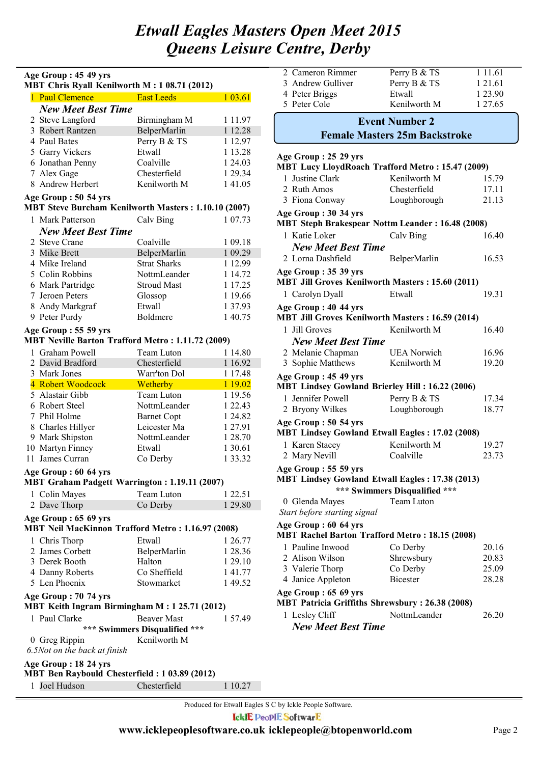# Etwall Eagles Masters Open Meet 2015
# Queens Leisure Centre, Derby

**Age Group : 45 49 yrs**
**MBT Chris Ryall Kenilworth M : 1 08.71 (2012)**

| | | | |
|---|---|---|---|
| 1 | Paul Clemence | East Leeds | 1 03.61 |
| | ***New Meet Best Time*** | | |
| 2 | Steve Langford | Birmingham M | 1 11.97 |
| 3 | Robert Rantzen | BelperMarlin | 1 12.28 |
| 4 | Paul Bates | Perry B & TS | 1 12.97 |
| 5 | Garry Vickers | Etwall | 1 13.28 |
| 6 | Jonathan Penny | Coalville | 1 24.03 |
| 7 | Alex Gage | Chesterfield | 1 29.34 |
| 8 | Andrew Herbert | Kenilworth M | 1 41.05 |

**Age Group : 50 54 yrs**
**MBT Steve Burcham Kenilworth Masters : 1.10.10 (2007)**

| | | | |
|---|---|---|---|
| 1 | Mark Patterson | Calv Bing | 1 07.73 |
| | ***New Meet Best Time*** | | |
| 2 | Steve Crane | Coalville | 1 09.18 |
| 3 | Mike Brett | BelperMarlin | 1 09.29 |
| 4 | Mike Ireland | Strat Sharks | 1 12.99 |
| 5 | Colin Robbins | NottmLeander | 1 14.72 |
| 6 | Mark Partridge | Stroud Mast | 1 17.25 |
| 7 | Jeroen Peters | Glossop | 1 19.66 |
| 8 | Andy Markgraf | Etwall | 1 37.93 |
| 9 | Peter Purdy | Boldmere | 1 40.75 |

**Age Group : 55 59 yrs**
**MBT Neville Barton Trafford Metro : 1.11.72 (2009)**

| | | | |
|---|---|---|---|
| 1 | Graham Powell | Team Luton | 1 14.80 |
| 2 | David Bradford | Chesterfield | 1 16.92 |
| 3 | Mark Jones | Warr'ton Dol | 1 17.48 |
| 4 | Robert Woodcock | Wetherby | 1 19.02 |
| 5 | Alastair Gibb | Team Luton | 1 19.56 |
| 6 | Robert Steel | NottmLeander | 1 22.43 |
| 7 | Phil Holme | Barnet Copt | 1 24.82 |
| 8 | Charles Hillyer | Leicester Ma | 1 27.91 |
| 9 | Mark Shipston | NottmLeander | 1 28.70 |
| 10 | Martyn Finney | Etwall | 1 30.61 |
| 11 | James Curran | Co Derby | 1 33.32 |

**Age Group : 60 64 yrs**
**MBT Graham Padgett Warrington : 1.19.11 (2007)**

| | | | |
|---|---|---|---|
| 1 | Colin Mayes | Team Luton | 1 22.51 |
| 2 | Dave Thorp | Co Derby | 1 29.80 |

**Age Group : 65 69 yrs**
**MBT Neil MacKinnon Trafford Metro : 1.16.97 (2008)**

| | | | |
|---|---|---|---|
| 1 | Chris Thorp | Etwall | 1 26.77 |
| 2 | James Corbett | BelperMarlin | 1 28.36 |
| 3 | Derek Booth | Halton | 1 29.10 |
| 4 | Danny Roberts | Co Sheffield | 1 41.77 |
| 5 | Len Phoenix | Stowmarket | 1 49.52 |

**Age Group : 70 74 yrs**
**MBT Keith Ingram Birmingham M : 1 25.71 (2012)**

| | | | |
|---|---|---|---|
| 1 | Paul Clarke | Beaver Mast | 1 57.49 |

**\*\*\* Swimmers Disqualified \*\*\***

| | | | |
|---|---|---|---|
| 0 | Greg Rippin | Kenilworth M | |

*6.5Not on the back at finish*

**Age Group : 18 24 yrs**
**MBT Ben Raybould Chesterfield : 1 03.89 (2012)**

| | | | |
|---|---|---|---|
| 1 | Joel Hudson | Chesterfield | 1 10.27 |
| 2 | Cameron Rimmer | Perry B & TS | 1 11.61 |
| 3 | Andrew Gulliver | Perry B & TS | 1 21.61 |
| 4 | Peter Briggs | Etwall | 1 23.90 |
| 5 | Peter Cole | Kenilworth M | 1 27.65 |

## Event Number 2
## Female Masters 25m Backstroke

**Age Group : 25 29 yrs**
**MBT Lucy LloydRoach Trafford Metro : 15.47 (2009)**

| | | | |
|---|---|---|---|
| 1 | Justine Clark | Kenilworth M | 15.79 |
| 2 | Ruth Amos | Chesterfield | 17.11 |
| 3 | Fiona Conway | Loughborough | 21.13 |

**Age Group : 30 34 yrs**
**MBT Steph Brakespear Nottm Leander : 16.48 (2008)**

| | | | |
|---|---|---|---|
| 1 | Katie Loker | Calv Bing | 16.40 |
| | ***New Meet Best Time*** | | |
| 2 | Lorna Dashfield | BelperMarlin | 16.53 |

**Age Group : 35 39 yrs**
**MBT Jill Groves Kenilworth Masters : 15.60 (2011)**

| | | | |
|---|---|---|---|
| 1 | Carolyn Dyall | Etwall | 19.31 |

**Age Group : 40 44 yrs**
**MBT Jill Groves Kenilworth Masters : 16.59 (2014)**

| | | | |
|---|---|---|---|
| 1 | Jill Groves | Kenilworth M | 16.40 |
| | ***New Meet Best Time*** | | |
| 2 | Melanie Chapman | UEA Norwich | 16.96 |
| 3 | Sophie Matthews | Kenilworth M | 19.20 |

**Age Group : 45 49 yrs**
**MBT Lindsey Gowland Brierley Hill : 16.22 (2006)**

| | | | |
|---|---|---|---|
| 1 | Jennifer Powell | Perry B & TS | 17.34 |
| 2 | Bryony Wilkes | Loughborough | 18.77 |

**Age Group : 50 54 yrs**
**MBT Lindsey Gowland Etwall Eagles : 17.02 (2008)**

| | | | |
|---|---|---|---|
| 1 | Karen Stacey | Kenilworth M | 19.27 |
| 2 | Mary Nevill | Coalville | 23.73 |

**Age Group : 55 59 yrs**
**MBT Lindsey Gowland Etwall Eagles : 17.38 (2013)**

**\*\*\* Swimmers Disqualified \*\*\***

| | | | |
|---|---|---|---|
| 0 | Glenda Mayes | Team Luton | |

*Start before starting signal*

**Age Group : 60 64 yrs**
**MBT Rachel Barton Trafford Metro : 18.15 (2008)**

| | | | |
|---|---|---|---|
| 1 | Pauline Inwood | Co Derby | 20.16 |
| 2 | Alison Wilson | Shrewsbury | 20.83 |
| 3 | Valerie Thorp | Co Derby | 25.09 |
| 4 | Janice Appleton | Bicester | 28.28 |

**Age Group : 65 69 yrs**
**MBT Patricia Griffiths Shrewsbury : 26.38 (2008)**

| | | | |
|---|---|---|---|
| 1 | Lesley Cliff | NottmLeander | 26.20 |
| | ***New Meet Best Time*** | | |

Produced for Etwall Eagles S C by Ickle People Software.

IcklE PeoplE SoftwarE

**www.icklepeoplesoftware.co.uk icklepeople@btopenworld.com**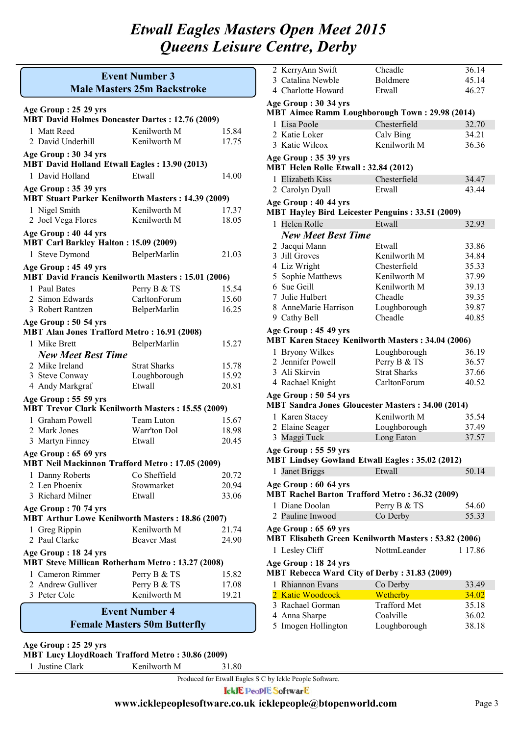# Etwall Eagles Masters Open Meet 2015
# Queens Leisure Centre, Derby

## Event Number 3
## Male Masters 25m Backstroke

**Age Group : 25 29 yrs**
**MBT David Holmes Doncaster Dartes : 12.76 (2009)**

| | | |
|---|---|---|
| 1 Matt Reed | Kenilworth M | 15.84 |
| 2 David Underhill | Kenilworth M | 17.75 |

**Age Group : 30 34 yrs**
**MBT David Holland Etwall Eagles : 13.90 (2013)**

| | | |
|---|---|---|
| 1 David Holland | Etwall | 14.00 |

**Age Group : 35 39 yrs**
**MBT Stuart Parker Kenilworth Masters : 14.39 (2009)**

| | | |
|---|---|---|
| 1 Nigel Smith | Kenilworth M | 17.37 |
| 2 Joel Vega Flores | Kenilworth M | 18.05 |

**Age Group : 40 44 yrs**
**MBT Carl Barkley Halton : 15.09 (2009)**

| | | |
|---|---|---|
| 1 Steve Dymond | BelperMarlin | 21.03 |

**Age Group : 45 49 yrs**
**MBT David Francis Kenilworth Masters : 15.01 (2006)**

| | | |
|---|---|---|
| 1 Paul Bates | Perry B & TS | 15.54 |
| 2 Simon Edwards | CarltonForum | 15.60 |
| 3 Robert Rantzen | BelperMarlin | 16.25 |

**Age Group : 50 54 yrs**
**MBT Alan Jones Trafford Metro : 16.91 (2008)**

| | | |
|---|---|---|
| 1 Mike Brett | BelperMarlin | 15.27 |
| ***New Meet Best Time*** | | |
| 2 Mike Ireland | Strat Sharks | 15.78 |
| 3 Steve Conway | Loughborough | 15.92 |
| 4 Andy Markgraf | Etwall | 20.81 |

**Age Group : 55 59 yrs**
**MBT Trevor Clark Kenilworth Masters : 15.55 (2009)**

| | | |
|---|---|---|
| 1 Graham Powell | Team Luton | 15.67 |
| 2 Mark Jones | Warr'ton Dol | 18.98 |
| 3 Martyn Finney | Etwall | 20.45 |

**Age Group : 65 69 yrs**
**MBT Neil Mackinnon Trafford Metro : 17.05 (2009)**

| | | |
|---|---|---|
| 1 Danny Roberts | Co Sheffield | 20.72 |
| 2 Len Phoenix | Stowmarket | 20.94 |
| 3 Richard Milner | Etwall | 33.06 |

**Age Group : 70 74 yrs**
**MBT Arthur Lowe Kenilworth Masters : 18.86 (2007)**

| | | |
|---|---|---|
| 1 Greg Rippin | Kenilworth M | 21.74 |
| 2 Paul Clarke | Beaver Mast | 24.90 |

**Age Group : 18 24 yrs**
**MBT Steve Millican Rotherham Metro : 13.27 (2008)**

| | | |
|---|---|---|
| 1 Cameron Rimmer | Perry B & TS | 15.82 |
| 2 Andrew Gulliver | Perry B & TS | 17.08 |
| 3 Peter Cole | Kenilworth M | 19.21 |

## Event Number 4
## Female Masters 50m Butterfly

**Age Group : 25 29 yrs**
**MBT Lucy LloydRoach Trafford Metro : 30.86 (2009)**

| | | |
|---|---|---|
| 1 Justine Clark | Kenilworth M | 31.80 |
| 2 KerryAnn Swift | Cheadle | 36.14 |
| 3 Catalina Newble | Boldmere | 45.14 |
| 4 Charlotte Howard | Etwall | 46.27 |

**Age Group : 30 34 yrs**
**MBT Aimee Ramm Loughborough Town : 29.98 (2014)**

| | | |
|---|---|---|
| 1 Lisa Poole | Chesterfield | 32.70 |
| 2 Katie Loker | Calv Bing | 34.21 |
| 3 Katie Wilcox | Kenilworth M | 36.36 |

**Age Group : 35 39 yrs**
**MBT Helen Rolle Etwall : 32.84 (2012)**

| | | |
|---|---|---|
| 1 Elizabeth Kiss | Chesterfield | 34.47 |
| 2 Carolyn Dyall | Etwall | 43.44 |

**Age Group : 40 44 yrs**
**MBT Hayley Bird Leicester Penguins : 33.51 (2009)**

| | | |
|---|---|---|
| 1 Helen Rolle | Etwall | 32.93 |
| ***New Meet Best Time*** | | |
| 2 Jacqui Mann | Etwall | 33.86 |
| 3 Jill Groves | Kenilworth M | 34.84 |
| 4 Liz Wright | Chesterfield | 35.33 |
| 5 Sophie Matthews | Kenilworth M | 37.99 |
| 6 Sue Geill | Kenilworth M | 39.13 |
| 7 Julie Hulbert | Cheadle | 39.35 |
| 8 AnneMarie Harrison | Loughborough | 39.87 |
| 9 Cathy Bell | Cheadle | 40.85 |

**Age Group : 45 49 yrs**
**MBT Karen Stacey Kenilworth Masters : 34.04 (2006)**

| | | |
|---|---|---|
| 1 Bryony Wilkes | Loughborough | 36.19 |
| 2 Jennifer Powell | Perry B & TS | 36.57 |
| 3 Ali Skirvin | Strat Sharks | 37.66 |
| 4 Rachael Knight | CarltonForum | 40.52 |

**Age Group : 50 54 yrs**
**MBT Sandra Jones Gloucester Masters : 34.00 (2014)**

| | | |
|---|---|---|
| 1 Karen Stacey | Kenilworth M | 35.54 |
| 2 Elaine Seager | Loughborough | 37.49 |
| 3 Maggi Tuck | Long Eaton | 37.57 |

**Age Group : 55 59 yrs**
**MBT Lindsey Gowland Etwall Eagles : 35.02 (2012)**

| | | |
|---|---|---|
| 1 Janet Briggs | Etwall | 50.14 |

**Age Group : 60 64 yrs**
**MBT Rachel Barton Trafford Metro : 36.32 (2009)**

| | | |
|---|---|---|
| 1 Diane Doolan | Perry B & TS | 54.60 |
| 2 Pauline Inwood | Co Derby | 55.33 |

**Age Group : 65 69 yrs**
**MBT Elisabeth Green Kenilworth Masters : 53.82 (2006)**

| | | |
|---|---|---|
| 1 Lesley Cliff | NottmLeander | 1 17.86 |

**Age Group : 18 24 yrs**
**MBT Rebecca Ward City of Derby : 31.83 (2009)**

| | | |
|---|---|---|
| 1 Rhiannon Evans | Co Derby | 33.49 |
| 2 Katie Woodcock | Wetherby | 34.02 |
| 3 Rachael Gorman | Trafford Met | 35.18 |
| 4 Anna Sharpe | Coalville | 36.02 |
| 5 Imogen Hollington | Loughborough | 38.18 |

Produced for Etwall Eagles S C by Ickle People Software.

IcklE PeoplE SoftwarE

**www.icklepeoplesoftware.co.uk icklepeople@btopenworld.com**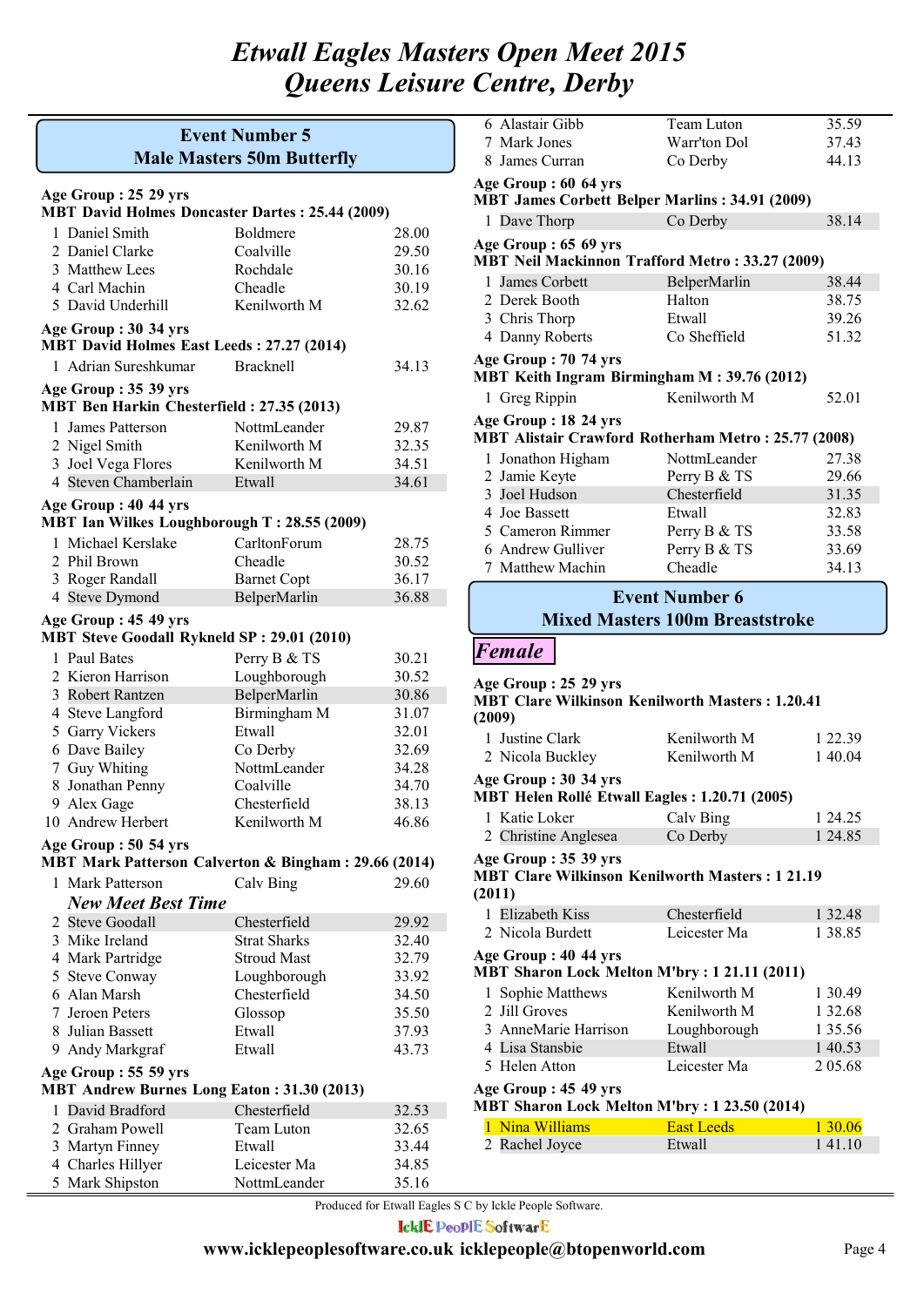# Etwall Eagles Masters Open Meet 2015
# Queens Leisure Centre, Derby

## Event Number 5
## Male Masters 50m Butterfly

**Age Group : 25 29 yrs**
**MBT David Holmes Doncaster Dartes : 25.44 (2009)**

| | Name | Club | Time |
|---|---|---|---|
| 1 | Daniel Smith | Boldmere | 28.00 |
| 2 | Daniel Clarke | Coalville | 29.50 |
| 3 | Matthew Lees | Rochdale | 30.16 |
| 4 | Carl Machin | Cheadle | 30.19 |
| 5 | David Underhill | Kenilworth M | 32.62 |

**Age Group : 30 34 yrs**
**MBT David Holmes East Leeds : 27.27 (2014)**

| | Name | Club | Time |
|---|---|---|---|
| 1 | Adrian Sureshkumar | Bracknell | 34.13 |

**Age Group : 35 39 yrs**
**MBT Ben Harkin Chesterfield : 27.35 (2013)**

| | Name | Club | Time |
|---|---|---|---|
| 1 | James Patterson | NottmLeander | 29.87 |
| 2 | Nigel Smith | Kenilworth M | 32.35 |
| 3 | Joel Vega Flores | Kenilworth M | 34.51 |
| 4 | Steven Chamberlain | Etwall | 34.61 |

**Age Group : 40 44 yrs**
**MBT Ian Wilkes Loughborough T : 28.55 (2009)**

| | Name | Club | Time |
|---|---|---|---|
| 1 | Michael Kerslake | CarltonForum | 28.75 |
| 2 | Phil Brown | Cheadle | 30.52 |
| 3 | Roger Randall | Barnet Copt | 36.17 |
| 4 | Steve Dymond | BelperMarlin | 36.88 |

**Age Group : 45 49 yrs**
**MBT Steve Goodall Rykneld SP : 29.01 (2010)**

| | Name | Club | Time |
|---|---|---|---|
| 1 | Paul Bates | Perry B & TS | 30.21 |
| 2 | Kieron Harrison | Loughborough | 30.52 |
| 3 | Robert Rantzen | BelperMarlin | 30.86 |
| 4 | Steve Langford | Birmingham M | 31.07 |
| 5 | Garry Vickers | Etwall | 32.01 |
| 6 | Dave Bailey | Co Derby | 32.69 |
| 7 | Guy Whiting | NottmLeander | 34.28 |
| 8 | Jonathan Penny | Coalville | 34.70 |
| 9 | Alex Gage | Chesterfield | 38.13 |
| 10 | Andrew Herbert | Kenilworth M | 46.86 |

**Age Group : 50 54 yrs**
**MBT Mark Patterson Calverton & Bingham : 29.66 (2014)**

| | Name | Club | Time |
|---|---|---|---|
| 1 | Mark Patterson | Calv Bing | 29.60 |
| | *New Meet Best Time* | | |
| 2 | Steve Goodall | Chesterfield | 29.92 |
| 3 | Mike Ireland | Strat Sharks | 32.40 |
| 4 | Mark Partridge | Stroud Mast | 32.79 |
| 5 | Steve Conway | Loughborough | 33.92 |
| 6 | Alan Marsh | Chesterfield | 34.50 |
| 7 | Jeroen Peters | Glossop | 35.50 |
| 8 | Julian Bassett | Etwall | 37.93 |
| 9 | Andy Markgraf | Etwall | 43.73 |

**Age Group : 55 59 yrs**
**MBT Andrew Burnes Long Eaton : 31.30 (2013)**

| | Name | Club | Time |
|---|---|---|---|
| 1 | David Bradford | Chesterfield | 32.53 |
| 2 | Graham Powell | Team Luton | 32.65 |
| 3 | Martyn Finney | Etwall | 33.44 |
| 4 | Charles Hillyer | Leicester Ma | 34.85 |
| 5 | Mark Shipston | NottmLeander | 35.16 |
| 6 | Alastair Gibb | Team Luton | 35.59 |
| 7 | Mark Jones | Warr'ton Dol | 37.43 |
| 8 | James Curran | Co Derby | 44.13 |

**Age Group : 60 64 yrs**
**MBT James Corbett Belper Marlins : 34.91 (2009)**

| | Name | Club | Time |
|---|---|---|---|
| 1 | Dave Thorp | Co Derby | 38.14 |

**Age Group : 65 69 yrs**
**MBT Neil Mackinnon Trafford Metro : 33.27 (2009)**

| | Name | Club | Time |
|---|---|---|---|
| 1 | James Corbett | BelperMarlin | 38.44 |
| 2 | Derek Booth | Halton | 38.75 |
| 3 | Chris Thorp | Etwall | 39.26 |
| 4 | Danny Roberts | Co Sheffield | 51.32 |

**Age Group : 70 74 yrs**
**MBT Keith Ingram Birmingham M : 39.76 (2012)**

| | Name | Club | Time |
|---|---|---|---|
| 1 | Greg Rippin | Kenilworth M | 52.01 |

**Age Group : 18 24 yrs**
**MBT Alistair Crawford Rotherham Metro : 25.77 (2008)**

| | Name | Club | Time |
|---|---|---|---|
| 1 | Jonathon Higham | NottmLeander | 27.38 |
| 2 | Jamie Keyte | Perry B & TS | 29.66 |
| 3 | Joel Hudson | Chesterfield | 31.35 |
| 4 | Joe Bassett | Etwall | 32.83 |
| 5 | Cameron Rimmer | Perry B & TS | 33.58 |
| 6 | Andrew Gulliver | Perry B & TS | 33.69 |
| 7 | Matthew Machin | Cheadle | 34.13 |

## Event Number 6
## Mixed Masters 100m Breaststroke

### *Female*

**Age Group : 25 29 yrs**
**MBT Clare Wilkinson Kenilworth Masters : 1.20.41 (2009)**

| | Name | Club | Time |
|---|---|---|---|
| 1 | Justine Clark | Kenilworth M | 1 22.39 |
| 2 | Nicola Buckley | Kenilworth M | 1 40.04 |

**Age Group : 30 34 yrs**
**MBT Helen Rollé Etwall Eagles : 1.20.71 (2005)**

| | Name | Club | Time |
|---|---|---|---|
| 1 | Katie Loker | Calv Bing | 1 24.25 |
| 2 | Christine Anglesea | Co Derby | 1 24.85 |

**Age Group : 35 39 yrs**
**MBT Clare Wilkinson Kenilworth Masters : 1 21.19 (2011)**

| | Name | Club | Time |
|---|---|---|---|
| 1 | Elizabeth Kiss | Chesterfield | 1 32.48 |
| 2 | Nicola Burdett | Leicester Ma | 1 38.85 |

**Age Group : 40 44 yrs**
**MBT Sharon Lock Melton M'bry : 1 21.11 (2011)**

| | Name | Club | Time |
|---|---|---|---|
| 1 | Sophie Matthews | Kenilworth M | 1 30.49 |
| 2 | Jill Groves | Kenilworth M | 1 32.68 |
| 3 | AnneMarie Harrison | Loughborough | 1 35.56 |
| 4 | Lisa Stansbie | Etwall | 1 40.53 |
| 5 | Helen Atton | Leicester Ma | 2 05.68 |

**Age Group : 45 49 yrs**
**MBT Sharon Lock Melton M'bry : 1 23.50 (2014)**

| | Name | Club | Time |
|---|---|---|---|
| 1 | Nina Williams | East Leeds | 1 30.06 |
| 2 | Rachel Joyce | Etwall | 1 41.10 |

Produced for Etwall Eagles S C by Ickle People Software.

IcklE PeoplE SoftwarE

**www.icklepeoplesoftware.co.uk icklepeople@btopenworld.com**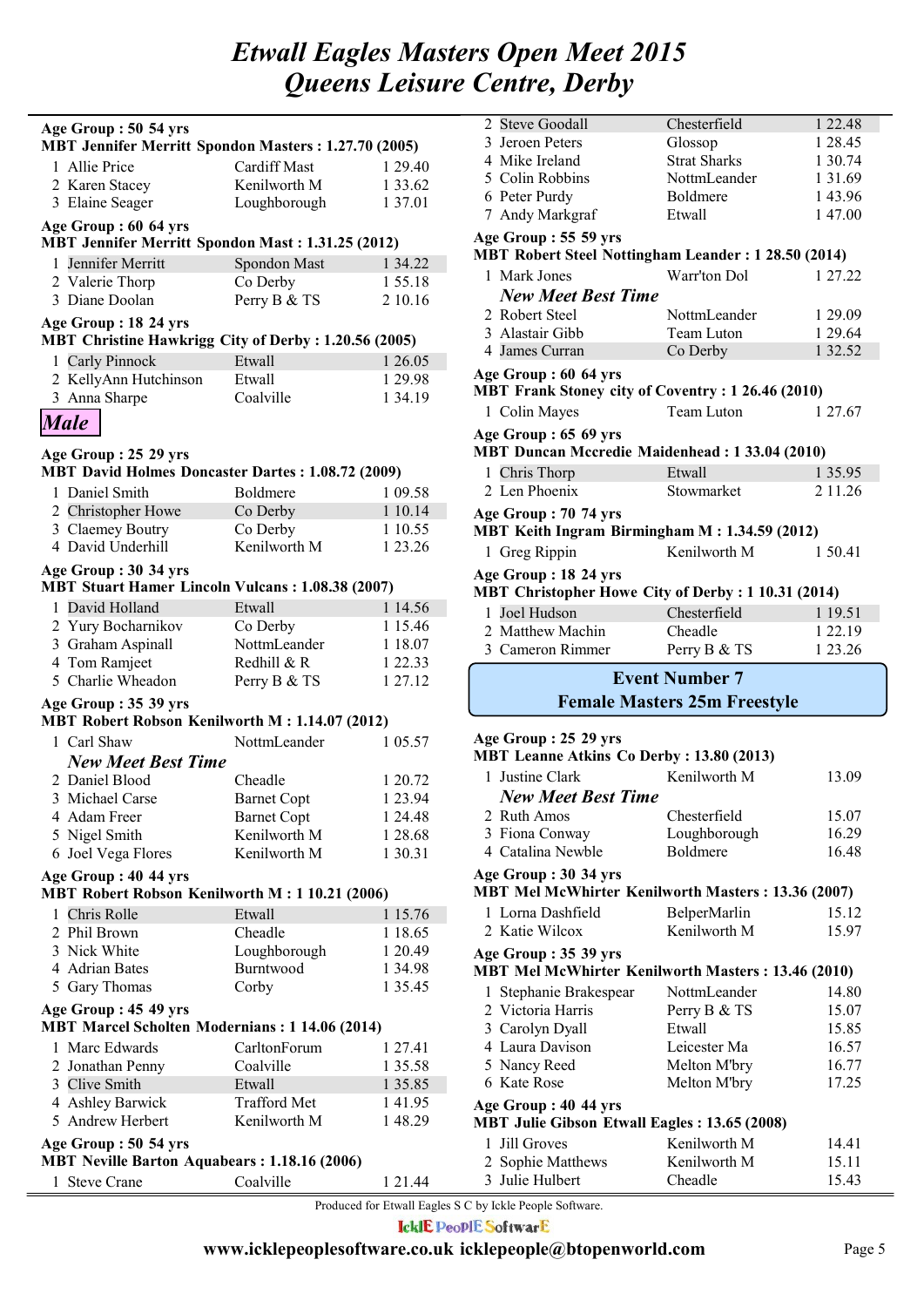# Etwall Eagles Masters Open Meet 2015
# Queens Leisure Centre, Derby

**Age Group : 50 54 yrs**
**MBT Jennifer Merritt Spondon Masters : 1.27.70 (2005)**

| | Name | Club | Time |
|---|---|---|---|
| 1 | Allie Price | Cardiff Mast | 1 29.40 |
| 2 | Karen Stacey | Kenilworth M | 1 33.62 |
| 3 | Elaine Seager | Loughborough | 1 37.01 |

**Age Group : 60 64 yrs**
**MBT Jennifer Merritt Spondon Mast : 1.31.25 (2012)**

| | Name | Club | Time |
|---|---|---|---|
| 1 | Jennifer Merritt | Spondon Mast | 1 34.22 |
| 2 | Valerie Thorp | Co Derby | 1 55.18 |
| 3 | Diane Doolan | Perry B & TS | 2 10.16 |

**Age Group : 18 24 yrs**
**MBT Christine Hawkrigg City of Derby : 1.20.56 (2005)**

| | Name | Club | Time |
|---|---|---|---|
| 1 | Carly Pinnock | Etwall | 1 26.05 |
| 2 | KellyAnn Hutchinson | Etwall | 1 29.98 |
| 3 | Anna Sharpe | Coalville | 1 34.19 |

## *Male*

**Age Group : 25 29 yrs**
**MBT David Holmes Doncaster Dartes : 1.08.72 (2009)**

| | Name | Club | Time |
|---|---|---|---|
| 1 | Daniel Smith | Boldmere | 1 09.58 |
| 2 | Christopher Howe | Co Derby | 1 10.14 |
| 3 | Claemey Boutry | Co Derby | 1 10.55 |
| 4 | David Underhill | Kenilworth M | 1 23.26 |

**Age Group : 30 34 yrs**
**MBT Stuart Hamer Lincoln Vulcans : 1.08.38 (2007)**

| | Name | Club | Time |
|---|---|---|---|
| 1 | David Holland | Etwall | 1 14.56 |
| 2 | Yury Bocharnikov | Co Derby | 1 15.46 |
| 3 | Graham Aspinall | NottmLeander | 1 18.07 |
| 4 | Tom Ramjeet | Redhill & R | 1 22.33 |
| 5 | Charlie Wheadon | Perry B & TS | 1 27.12 |

**Age Group : 35 39 yrs**
**MBT Robert Robson Kenilworth M : 1.14.07 (2012)**

| | Name | Club | Time |
|---|---|---|---|
| 1 | Carl Shaw | NottmLeander | 1 05.57 |
| | *New Meet Best Time* | | |
| 2 | Daniel Blood | Cheadle | 1 20.72 |
| 3 | Michael Carse | Barnet Copt | 1 23.94 |
| 4 | Adam Freer | Barnet Copt | 1 24.48 |
| 5 | Nigel Smith | Kenilworth M | 1 28.68 |
| 6 | Joel Vega Flores | Kenilworth M | 1 30.31 |

**Age Group : 40 44 yrs**
**MBT Robert Robson Kenilworth M : 1 10.21 (2006)**

| | Name | Club | Time |
|---|---|---|---|
| 1 | Chris Rolle | Etwall | 1 15.76 |
| 2 | Phil Brown | Cheadle | 1 18.65 |
| 3 | Nick White | Loughborough | 1 20.49 |
| 4 | Adrian Bates | Burntwood | 1 34.98 |
| 5 | Gary Thomas | Corby | 1 35.45 |

**Age Group : 45 49 yrs**
**MBT Marcel Scholten Modernians : 1 14.06 (2014)**

| | Name | Club | Time |
|---|---|---|---|
| 1 | Marc Edwards | CarltonForum | 1 27.41 |
| 2 | Jonathan Penny | Coalville | 1 35.58 |
| 3 | Clive Smith | Etwall | 1 35.85 |
| 4 | Ashley Barwick | Trafford Met | 1 41.95 |
| 5 | Andrew Herbert | Kenilworth M | 1 48.29 |

**Age Group : 50 54 yrs**
**MBT Neville Barton Aquabears : 1.18.16 (2006)**

| | Name | Club | Time |
|---|---|---|---|
| 1 | Steve Crane | Coalville | 1 21.44 |
| 2 | Steve Goodall | Chesterfield | 1 22.48 |
| 3 | Jeroen Peters | Glossop | 1 28.45 |
| 4 | Mike Ireland | Strat Sharks | 1 30.74 |
| 5 | Colin Robbins | NottmLeander | 1 31.69 |
| 6 | Peter Purdy | Boldmere | 1 43.96 |
| 7 | Andy Markgraf | Etwall | 1 47.00 |

**Age Group : 55 59 yrs**
**MBT Robert Steel Nottingham Leander : 1 28.50 (2014)**

| | Name | Club | Time |
|---|---|---|---|
| 1 | Mark Jones | Warr'ton Dol | 1 27.22 |
| | *New Meet Best Time* | | |
| 2 | Robert Steel | NottmLeander | 1 29.09 |
| 3 | Alastair Gibb | Team Luton | 1 29.64 |
| 4 | James Curran | Co Derby | 1 32.52 |

**Age Group : 60 64 yrs**
**MBT Frank Stoney city of Coventry : 1 26.46 (2010)**

| | Name | Club | Time |
|---|---|---|---|
| 1 | Colin Mayes | Team Luton | 1 27.67 |

**Age Group : 65 69 yrs**
**MBT Duncan Mccredie Maidenhead : 1 33.04 (2010)**

| | Name | Club | Time |
|---|---|---|---|
| 1 | Chris Thorp | Etwall | 1 35.95 |
| 2 | Len Phoenix | Stowmarket | 2 11.26 |

**Age Group : 70 74 yrs**
**MBT Keith Ingram Birmingham M : 1.34.59 (2012)**

| | Name | Club | Time |
|---|---|---|---|
| 1 | Greg Rippin | Kenilworth M | 1 50.41 |

**Age Group : 18 24 yrs**
**MBT Christopher Howe City of Derby : 1 10.31 (2014)**

| | Name | Club | Time |
|---|---|---|---|
| 1 | Joel Hudson | Chesterfield | 1 19.51 |
| 2 | Matthew Machin | Cheadle | 1 22.19 |
| 3 | Cameron Rimmer | Perry B & TS | 1 23.26 |

## Event Number 7
## Female Masters 25m Freestyle

**Age Group : 25 29 yrs**
**MBT Leanne Atkins Co Derby : 13.80 (2013)**

| | Name | Club | Time |
|---|---|---|---|
| 1 | Justine Clark | Kenilworth M | 13.09 |
| | *New Meet Best Time* | | |
| 2 | Ruth Amos | Chesterfield | 15.07 |
| 3 | Fiona Conway | Loughborough | 16.29 |
| 4 | Catalina Newble | Boldmere | 16.48 |

**Age Group : 30 34 yrs**
**MBT Mel McWhirter Kenilworth Masters : 13.36 (2007)**

| | Name | Club | Time |
|---|---|---|---|
| 1 | Lorna Dashfield | BelperMarlin | 15.12 |
| 2 | Katie Wilcox | Kenilworth M | 15.97 |

**Age Group : 35 39 yrs**
**MBT Mel McWhirter Kenilworth Masters : 13.46 (2010)**

| | Name | Club | Time |
|---|---|---|---|
| 1 | Stephanie Brakespear | NottmLeander | 14.80 |
| 2 | Victoria Harris | Perry B & TS | 15.07 |
| 3 | Carolyn Dyall | Etwall | 15.85 |
| 4 | Laura Davison | Leicester Ma | 16.57 |
| 5 | Nancy Reed | Melton M'bry | 16.77 |
| 6 | Kate Rose | Melton M'bry | 17.25 |

**Age Group : 40 44 yrs**
**MBT Julie Gibson Etwall Eagles : 13.65 (2008)**

| | Name | Club | Time |
|---|---|---|---|
| 1 | Jill Groves | Kenilworth M | 14.41 |
| 2 | Sophie Matthews | Kenilworth M | 15.11 |
| 3 | Julie Hulbert | Cheadle | 15.43 |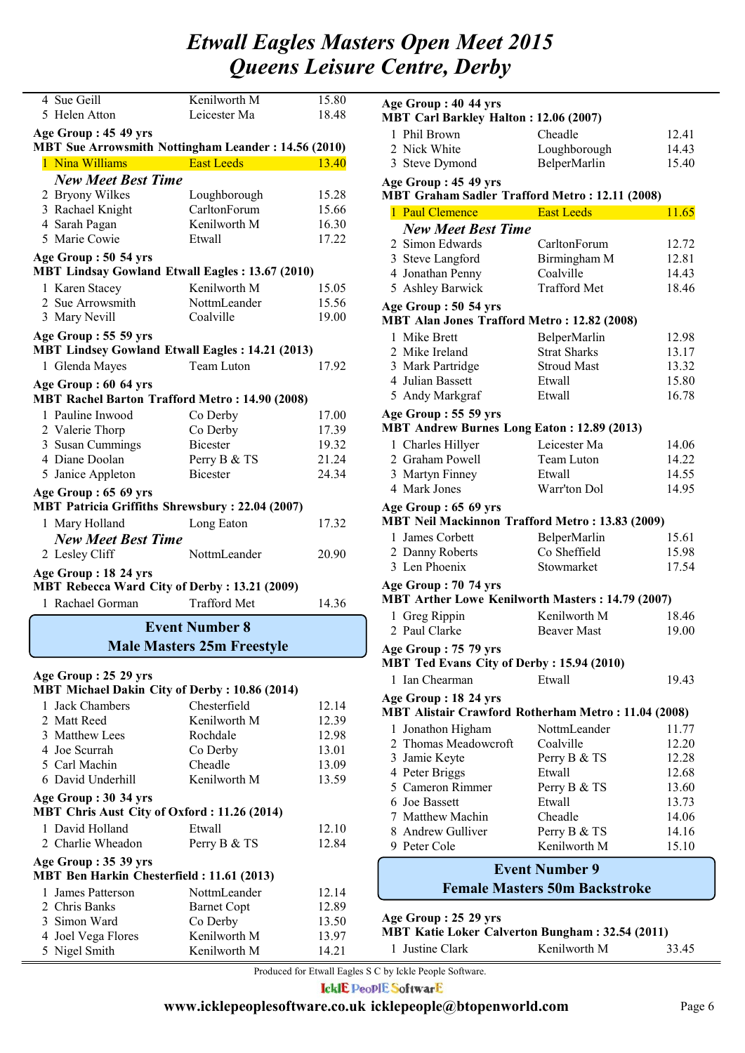# Etwall Eagles Masters Open Meet 2015
# Queens Leisure Centre, Derby

| | | |
|---|---|---|
| 4 Sue Geill | Kenilworth M | 15.80 |
| 5 Helen Atton | Leicester Ma | 18.48 |

**Age Group : 45 49 yrs**
**MBT Sue Arrowsmith Nottingham Leander : 14.56 (2010)**

| | | |
|---|---|---|
| 1 Nina Williams | East Leeds | 13.40 |
| *New Meet Best Time* | | |
| 2 Bryony Wilkes | Loughborough | 15.28 |
| 3 Rachael Knight | CarltonForum | 15.66 |
| 4 Sarah Pagan | Kenilworth M | 16.30 |
| 5 Marie Cowie | Etwall | 17.22 |

**Age Group : 50 54 yrs**
**MBT Lindsay Gowland Etwall Eagles : 13.67 (2010)**

| | | |
|---|---|---|
| 1 Karen Stacey | Kenilworth M | 15.05 |
| 2 Sue Arrowsmith | NottmLeander | 15.56 |
| 3 Mary Nevill | Coalville | 19.00 |

**Age Group : 55 59 yrs**
**MBT Lindsey Gowland Etwall Eagles : 14.21 (2013)**

| | | |
|---|---|---|
| 1 Glenda Mayes | Team Luton | 17.92 |

**Age Group : 60 64 yrs**
**MBT Rachel Barton Trafford Metro : 14.90 (2008)**

| | | |
|---|---|---|
| 1 Pauline Inwood | Co Derby | 17.00 |
| 2 Valerie Thorp | Co Derby | 17.39 |
| 3 Susan Cummings | Bicester | 19.32 |
| 4 Diane Doolan | Perry B & TS | 21.24 |
| 5 Janice Appleton | Bicester | 24.34 |

**Age Group : 65 69 yrs**
**MBT Patricia Griffiths Shrewsbury : 22.04 (2007)**

| | | |
|---|---|---|
| 1 Mary Holland | Long Eaton | 17.32 |
| *New Meet Best Time* | | |
| 2 Lesley Cliff | NottmLeander | 20.90 |

**Age Group : 18 24 yrs**
**MBT Rebecca Ward City of Derby : 13.21 (2009)**

| | | |
|---|---|---|
| 1 Rachael Gorman | Trafford Met | 14.36 |

## Event Number 8
## Male Masters 25m Freestyle

**Age Group : 25 29 yrs**
**MBT Michael Dakin City of Derby : 10.86 (2014)**

| | | |
|---|---|---|
| 1 Jack Chambers | Chesterfield | 12.14 |
| 2 Matt Reed | Kenilworth M | 12.39 |
| 3 Matthew Lees | Rochdale | 12.98 |
| 4 Joe Scurrah | Co Derby | 13.01 |
| 5 Carl Machin | Cheadle | 13.09 |
| 6 David Underhill | Kenilworth M | 13.59 |

**Age Group : 30 34 yrs**
**MBT Chris Aust City of Oxford : 11.26 (2014)**

| | | |
|---|---|---|
| 1 David Holland | Etwall | 12.10 |
| 2 Charlie Wheadon | Perry B & TS | 12.84 |

**Age Group : 35 39 yrs**
**MBT Ben Harkin Chesterfield : 11.61 (2013)**

| | | |
|---|---|---|
| 1 James Patterson | NottmLeander | 12.14 |
| 2 Chris Banks | Barnet Copt | 12.89 |
| 3 Simon Ward | Co Derby | 13.50 |
| 4 Joel Vega Flores | Kenilworth M | 13.97 |
| 5 Nigel Smith | Kenilworth M | 14.21 |

**Age Group : 40 44 yrs**
**MBT Carl Barkley Halton : 12.06 (2007)**

| | | |
|---|---|---|
| 1 Phil Brown | Cheadle | 12.41 |
| 2 Nick White | Loughborough | 14.43 |
| 3 Steve Dymond | BelperMarlin | 15.40 |

**Age Group : 45 49 yrs**
**MBT Graham Sadler Trafford Metro : 12.11 (2008)**

| | | |
|---|---|---|
| 1 Paul Clemence | East Leeds | 11.65 |
| *New Meet Best Time* | | |
| 2 Simon Edwards | CarltonForum | 12.72 |
| 3 Steve Langford | Birmingham M | 12.81 |
| 4 Jonathan Penny | Coalville | 14.43 |
| 5 Ashley Barwick | Trafford Met | 18.46 |

**Age Group : 50 54 yrs**
**MBT Alan Jones Trafford Metro : 12.82 (2008)**

| | | |
|---|---|---|
| 1 Mike Brett | BelperMarlin | 12.98 |
| 2 Mike Ireland | Strat Sharks | 13.17 |
| 3 Mark Partridge | Stroud Mast | 13.32 |
| 4 Julian Bassett | Etwall | 15.80 |
| 5 Andy Markgraf | Etwall | 16.78 |

**Age Group : 55 59 yrs**
**MBT Andrew Burnes Long Eaton : 12.89 (2013)**

| | | |
|---|---|---|
| 1 Charles Hillyer | Leicester Ma | 14.06 |
| 2 Graham Powell | Team Luton | 14.22 |
| 3 Martyn Finney | Etwall | 14.55 |
| 4 Mark Jones | Warr'ton Dol | 14.95 |

**Age Group : 65 69 yrs**
**MBT Neil Mackinnon Trafford Metro : 13.83 (2009)**

| | | |
|---|---|---|
| 1 James Corbett | BelperMarlin | 15.61 |
| 2 Danny Roberts | Co Sheffield | 15.98 |
| 3 Len Phoenix | Stowmarket | 17.54 |

**Age Group : 70 74 yrs**
**MBT Arther Lowe Kenilworth Masters : 14.79 (2007)**

| | | |
|---|---|---|
| 1 Greg Rippin | Kenilworth M | 18.46 |
| 2 Paul Clarke | Beaver Mast | 19.00 |

**Age Group : 75 79 yrs**
**MBT Ted Evans City of Derby : 15.94 (2010)**

| | | |
|---|---|---|
| 1 Ian Chearman | Etwall | 19.43 |

**Age Group : 18 24 yrs**
**MBT Alistair Crawford Rotherham Metro : 11.04 (2008)**

| | | |
|---|---|---|
| 1 Jonathon Higham | NottmLeander | 11.77 |
| 2 Thomas Meadowcroft | Coalville | 12.20 |
| 3 Jamie Keyte | Perry B & TS | 12.28 |
| 4 Peter Briggs | Etwall | 12.68 |
| 5 Cameron Rimmer | Perry B & TS | 13.60 |
| 6 Joe Bassett | Etwall | 13.73 |
| 7 Matthew Machin | Cheadle | 14.06 |
| 8 Andrew Gulliver | Perry B & TS | 14.16 |
| 9 Peter Cole | Kenilworth M | 15.10 |

## Event Number 9
## Female Masters 50m Backstroke

**Age Group : 25 29 yrs**
**MBT Katie Loker Calverton Bungham : 32.54 (2011)**

| | | |
|---|---|---|
| 1 Justine Clark | Kenilworth M | 33.45 |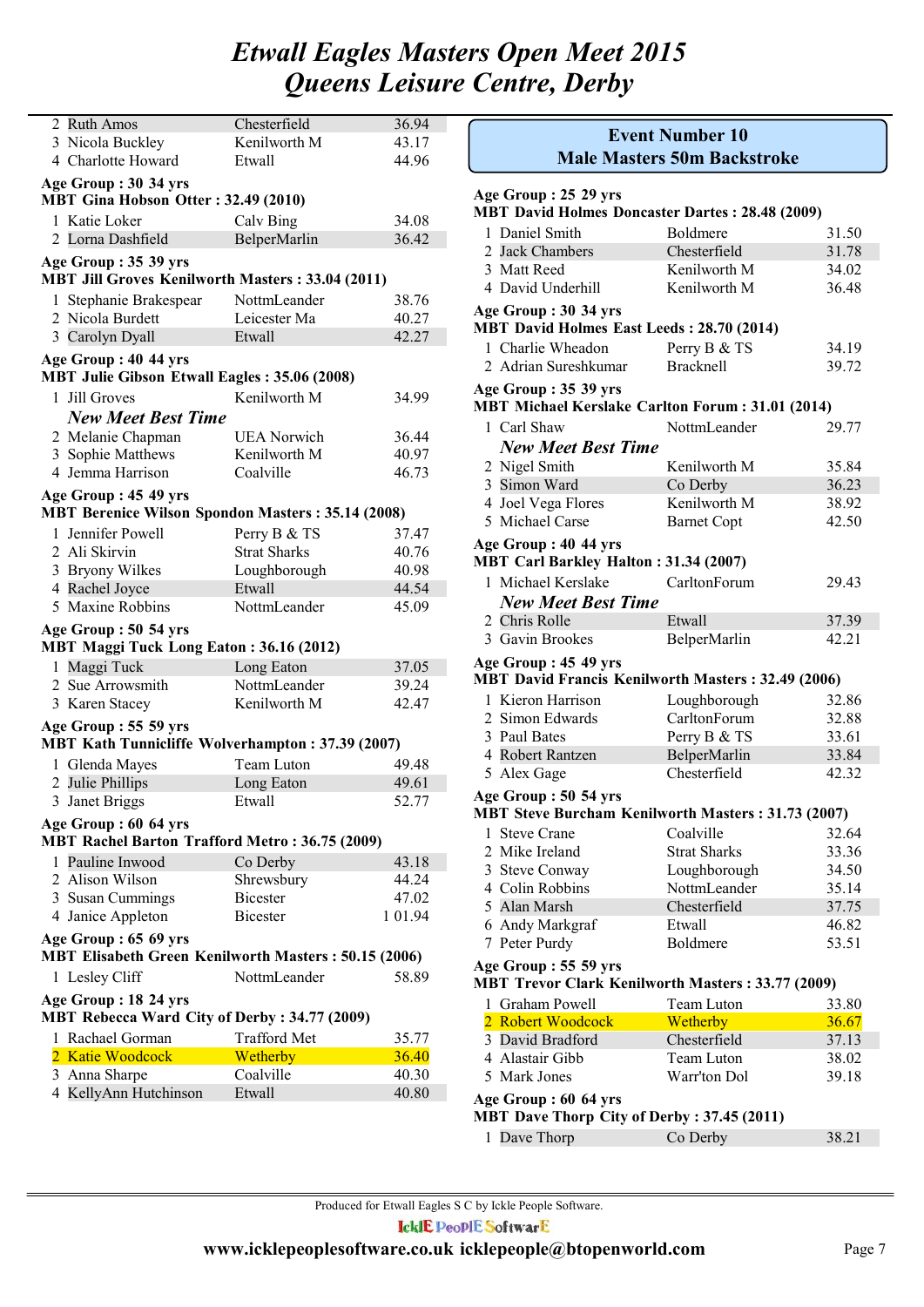# Etwall Eagles Masters Open Meet 2015
# Queens Leisure Centre, Derby

| | | |
|---|---|---|
| 2 Ruth Amos | Chesterfield | 36.94 |
| 3 Nicola Buckley | Kenilworth M | 43.17 |
| 4 Charlotte Howard | Etwall | 44.96 |

**Age Group : 30 34 yrs**
**MBT Gina Hobson Otter : 32.49 (2010)**

| | | |
|---|---|---|
| 1 Katie Loker | Calv Bing | 34.08 |
| 2 Lorna Dashfield | BelperMarlin | 36.42 |

**Age Group : 35 39 yrs**
**MBT Jill Groves Kenilworth Masters : 33.04 (2011)**

| | | |
|---|---|---|
| 1 Stephanie Brakespear | NottmLeander | 38.76 |
| 2 Nicola Burdett | Leicester Ma | 40.27 |
| 3 Carolyn Dyall | Etwall | 42.27 |

**Age Group : 40 44 yrs**
**MBT Julie Gibson Etwall Eagles : 35.06 (2008)**

| | | |
|---|---|---|
| 1 Jill Groves | Kenilworth M | 34.99 |
| ***New Meet Best Time*** | | |
| 2 Melanie Chapman | UEA Norwich | 36.44 |
| 3 Sophie Matthews | Kenilworth M | 40.97 |
| 4 Jemma Harrison | Coalville | 46.73 |

**Age Group : 45 49 yrs**
**MBT Berenice Wilson Spondon Masters : 35.14 (2008)**

| | | |
|---|---|---|
| 1 Jennifer Powell | Perry B & TS | 37.47 |
| 2 Ali Skirvin | Strat Sharks | 40.76 |
| 3 Bryony Wilkes | Loughborough | 40.98 |
| 4 Rachel Joyce | Etwall | 44.54 |
| 5 Maxine Robbins | NottmLeander | 45.09 |

**Age Group : 50 54 yrs**
**MBT Maggi Tuck Long Eaton : 36.16 (2012)**

| | | |
|---|---|---|
| 1 Maggi Tuck | Long Eaton | 37.05 |
| 2 Sue Arrowsmith | NottmLeander | 39.24 |
| 3 Karen Stacey | Kenilworth M | 42.47 |

**Age Group : 55 59 yrs**
**MBT Kath Tunnicliffe Wolverhampton : 37.39 (2007)**

| | | |
|---|---|---|
| 1 Glenda Mayes | Team Luton | 49.48 |
| 2 Julie Phillips | Long Eaton | 49.61 |
| 3 Janet Briggs | Etwall | 52.77 |

**Age Group : 60 64 yrs**
**MBT Rachel Barton Trafford Metro : 36.75 (2009)**

| | | |
|---|---|---|
| 1 Pauline Inwood | Co Derby | 43.18 |
| 2 Alison Wilson | Shrewsbury | 44.24 |
| 3 Susan Cummings | Bicester | 47.02 |
| 4 Janice Appleton | Bicester | 1 01.94 |

**Age Group : 65 69 yrs**
**MBT Elisabeth Green Kenilworth Masters : 50.15 (2006)**

| | | |
|---|---|---|
| 1 Lesley Cliff | NottmLeander | 58.89 |

**Age Group : 18 24 yrs**
**MBT Rebecca Ward City of Derby : 34.77 (2009)**

| | | |
|---|---|---|
| 1 Rachael Gorman | Trafford Met | 35.77 |
| 2 Katie Woodcock | Wetherby | 36.40 |
| 3 Anna Sharpe | Coalville | 40.30 |
| 4 KellyAnn Hutchinson | Etwall | 40.80 |

## Event Number 10
## Male Masters 50m Backstroke

**Age Group : 25 29 yrs**
**MBT David Holmes Doncaster Dartes : 28.48 (2009)**

| | | |
|---|---|---|
| 1 Daniel Smith | Boldmere | 31.50 |
| 2 Jack Chambers | Chesterfield | 31.78 |
| 3 Matt Reed | Kenilworth M | 34.02 |
| 4 David Underhill | Kenilworth M | 36.48 |

**Age Group : 30 34 yrs**
**MBT David Holmes East Leeds : 28.70 (2014)**

| | | |
|---|---|---|
| 1 Charlie Wheadon | Perry B & TS | 34.19 |
| 2 Adrian Sureshkumar | Bracknell | 39.72 |

**Age Group : 35 39 yrs**
**MBT Michael Kerslake Carlton Forum : 31.01 (2014)**

| | | |
|---|---|---|
| 1 Carl Shaw | NottmLeander | 29.77 |
| ***New Meet Best Time*** | | |
| 2 Nigel Smith | Kenilworth M | 35.84 |
| 3 Simon Ward | Co Derby | 36.23 |
| 4 Joel Vega Flores | Kenilworth M | 38.92 |
| 5 Michael Carse | Barnet Copt | 42.50 |

**Age Group : 40 44 yrs**
**MBT Carl Barkley Halton : 31.34 (2007)**

| | | |
|---|---|---|
| 1 Michael Kerslake | CarltonForum | 29.43 |
| ***New Meet Best Time*** | | |
| 2 Chris Rolle | Etwall | 37.39 |
| 3 Gavin Brookes | BelperMarlin | 42.21 |

**Age Group : 45 49 yrs**
**MBT David Francis Kenilworth Masters : 32.49 (2006)**

| | | |
|---|---|---|
| 1 Kieron Harrison | Loughborough | 32.86 |
| 2 Simon Edwards | CarltonForum | 32.88 |
| 3 Paul Bates | Perry B & TS | 33.61 |
| 4 Robert Rantzen | BelperMarlin | 33.84 |
| 5 Alex Gage | Chesterfield | 42.32 |

**Age Group : 50 54 yrs**
**MBT Steve Burcham Kenilworth Masters : 31.73 (2007)**

| | | |
|---|---|---|
| 1 Steve Crane | Coalville | 32.64 |
| 2 Mike Ireland | Strat Sharks | 33.36 |
| 3 Steve Conway | Loughborough | 34.50 |
| 4 Colin Robbins | NottmLeander | 35.14 |
| 5 Alan Marsh | Chesterfield | 37.75 |
| 6 Andy Markgraf | Etwall | 46.82 |
| 7 Peter Purdy | Boldmere | 53.51 |

**Age Group : 55 59 yrs**
**MBT Trevor Clark Kenilworth Masters : 33.77 (2009)**

| | | |
|---|---|---|
| 1 Graham Powell | Team Luton | 33.80 |
| 2 Robert Woodcock | Wetherby | 36.67 |
| 3 David Bradford | Chesterfield | 37.13 |
| 4 Alastair Gibb | Team Luton | 38.02 |
| 5 Mark Jones | Warr'ton Dol | 39.18 |

**Age Group : 60 64 yrs**
**MBT Dave Thorp City of Derby : 37.45 (2011)**

| | | |
|---|---|---|
| 1 Dave Thorp | Co Derby | 38.21 |

Produced for Etwall Eagles S C by Ickle People Software.

IcklE PeoplE SoftwarE

www.icklepeoplesoftware.co.uk icklepeople@btopenworld.com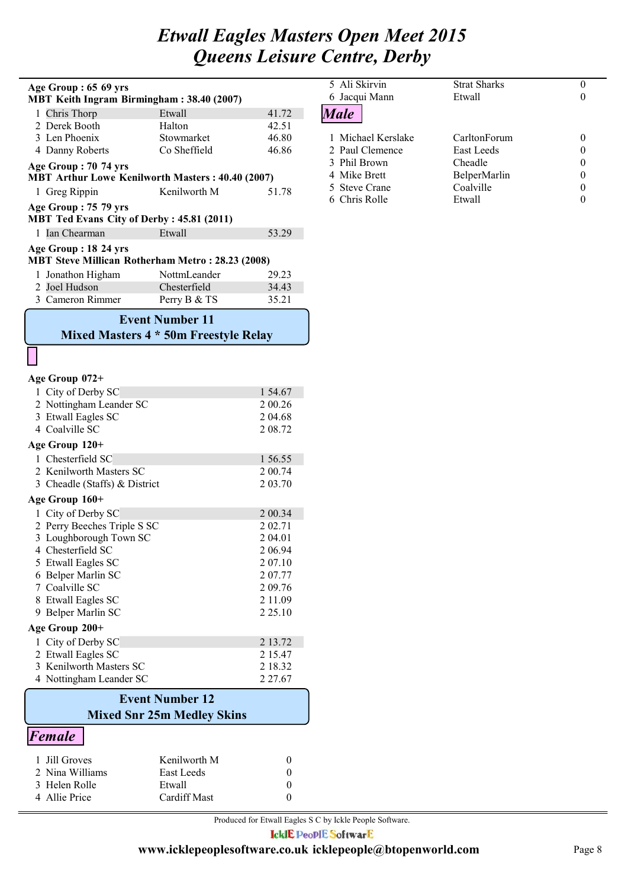# Etwall Eagles Masters Open Meet 2015
# Queens Leisure Centre, Derby

**Age Group : 65 69 yrs**
**MBT Keith Ingram Birmingham : 38.40 (2007)**

| | | |
|---|---|---|
| 1 Chris Thorp | Etwall | 41.72 |
| 2 Derek Booth | Halton | 42.51 |
| 3 Len Phoenix | Stowmarket | 46.80 |
| 4 Danny Roberts | Co Sheffield | 46.86 |

**Age Group : 70 74 yrs**
**MBT Arthur Lowe Kenilworth Masters : 40.40 (2007)**

| | | |
|---|---|---|
| 1 Greg Rippin | Kenilworth M | 51.78 |

**Age Group : 75 79 yrs**
**MBT Ted Evans City of Derby : 45.81 (2011)**

| | | |
|---|---|---|
| 1 Ian Chearman | Etwall | 53.29 |

**Age Group : 18 24 yrs**
**MBT Steve Millican Rotherham Metro : 28.23 (2008)**

| | | |
|---|---|---|
| 1 Jonathon Higham | NottmLeander | 29.23 |
| 2 Joel Hudson | Chesterfield | 34.43 |
| 3 Cameron Rimmer | Perry B & TS | 35.21 |

## Event Number 11
## Mixed Masters 4 * 50m Freestyle Relay

**Age Group 072+**

| | |
|---|---|
| 1 City of Derby SC | 1 54.67 |
| 2 Nottingham Leander SC | 2 00.26 |
| 3 Etwall Eagles SC | 2 04.68 |
| 4 Coalville SC | 2 08.72 |

**Age Group 120+**

| | |
|---|---|
| 1 Chesterfield SC | 1 56.55 |
| 2 Kenilworth Masters SC | 2 00.74 |
| 3 Cheadle (Staffs) & District | 2 03.70 |

**Age Group 160+**

| | |
|---|---|
| 1 City of Derby SC | 2 00.34 |
| 2 Perry Beeches Triple S SC | 2 02.71 |
| 3 Loughborough Town SC | 2 04.01 |
| 4 Chesterfield SC | 2 06.94 |
| 5 Etwall Eagles SC | 2 07.10 |
| 6 Belper Marlin SC | 2 07.77 |
| 7 Coalville SC | 2 09.76 |
| 8 Etwall Eagles SC | 2 11.09 |
| 9 Belper Marlin SC | 2 25.10 |

**Age Group 200+**

| | |
|---|---|
| 1 City of Derby SC | 2 13.72 |
| 2 Etwall Eagles SC | 2 15.47 |
| 3 Kenilworth Masters SC | 2 18.32 |
| 4 Nottingham Leander SC | 2 27.67 |

## Event Number 12
## Mixed Snr 25m Medley Skins

***Female***

| | | |
|---|---|---|
| 1 Jill Groves | Kenilworth M | 0 |
| 2 Nina Williams | East Leeds | 0 |
| 3 Helen Rolle | Etwall | 0 |
| 4 Allie Price | Cardiff Mast | 0 |
| 5 Ali Skirvin | Strat Sharks | 0 |
| 6 Jacqui Mann | Etwall | 0 |

***Male***

| | | |
|---|---|---|
| 1 Michael Kerslake | CarltonForum | 0 |
| 2 Paul Clemence | East Leeds | 0 |
| 3 Phil Brown | Cheadle | 0 |
| 4 Mike Brett | BelperMarlin | 0 |
| 5 Steve Crane | Coalville | 0 |
| 6 Chris Rolle | Etwall | 0 |

Produced for Etwall Eagles S C by Ickle People Software.

www.icklepeoplesoftware.co.uk icklepeople@btopenworld.com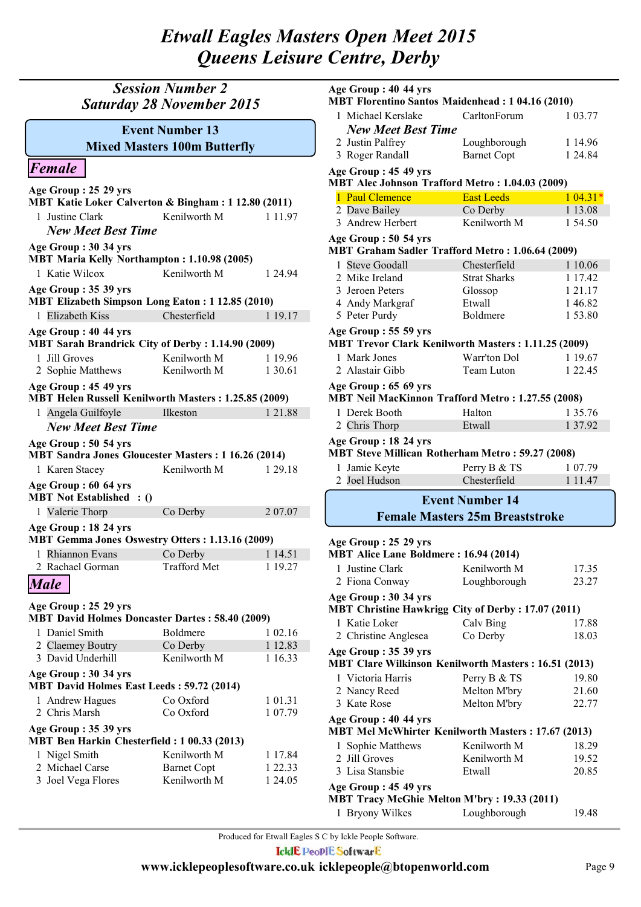# Etwall Eagles Masters Open Meet 2015
# Queens Leisure Centre, Derby

## Session Number 2
## Saturday 28 November 2015

### Event Number 13
### Mixed Masters 100m Butterfly

#### *Female*

**Age Group : 25 29 yrs**
**MBT Katie Loker Calverton & Bingham : 1 12.80 (2011)**

| | Name | Club | Time |
|---|---|---|---|
| 1 | Justine Clark | Kenilworth M | 1 11.97 |

***New Meet Best Time***

**Age Group : 30 34 yrs**
**MBT Maria Kelly Northampton : 1.10.98 (2005)**

| | Name | Club | Time |
|---|---|---|---|
| 1 | Katie Wilcox | Kenilworth M | 1 24.94 |

**Age Group : 35 39 yrs**
**MBT Elizabeth Simpson Long Eaton : 1 12.85 (2010)**

| | Name | Club | Time |
|---|---|---|---|
| 1 | Elizabeth Kiss | Chesterfield | 1 19.17 |

**Age Group : 40 44 yrs**
**MBT Sarah Brandrick City of Derby : 1.14.90 (2009)**

| | Name | Club | Time |
|---|---|---|---|
| 1 | Jill Groves | Kenilworth M | 1 19.96 |
| 2 | Sophie Matthews | Kenilworth M | 1 30.61 |

**Age Group : 45 49 yrs**
**MBT Helen Russell Kenilworth Masters : 1.25.85 (2009)**

| | Name | Club | Time |
|---|---|---|---|
| 1 | Angela Guilfoyle | Ilkeston | 1 21.88 |

***New Meet Best Time***

**Age Group : 50 54 yrs**
**MBT Sandra Jones Gloucester Masters : 1 16.26 (2014)**

| | Name | Club | Time |
|---|---|---|---|
| 1 | Karen Stacey | Kenilworth M | 1 29.18 |

**Age Group : 60 64 yrs**
**MBT Not Established : ()**

| | Name | Club | Time |
|---|---|---|---|
| 1 | Valerie Thorp | Co Derby | 2 07.07 |

**Age Group : 18 24 yrs**
**MBT Gemma Jones Oswestry Otters : 1.13.16 (2009)**

| | Name | Club | Time |
|---|---|---|---|
| 1 | Rhiannon Evans | Co Derby | 1 14.51 |
| 2 | Rachael Gorman | Trafford Met | 1 19.27 |

#### *Male*

**Age Group : 25 29 yrs**
**MBT David Holmes Doncaster Dartes : 58.40 (2009)**

| | Name | Club | Time |
|---|---|---|---|
| 1 | Daniel Smith | Boldmere | 1 02.16 |
| 2 | Claemey Boutry | Co Derby | 1 12.83 |
| 3 | David Underhill | Kenilworth M | 1 16.33 |

**Age Group : 30 34 yrs**
**MBT David Holmes East Leeds : 59.72 (2014)**

| | Name | Club | Time |
|---|---|---|---|
| 1 | Andrew Hagues | Co Oxford | 1 01.31 |
| 2 | Chris Marsh | Co Oxford | 1 07.79 |

**Age Group : 35 39 yrs**
**MBT Ben Harkin Chesterfield : 1 00.33 (2013)**

| | Name | Club | Time |
|---|---|---|---|
| 1 | Nigel Smith | Kenilworth M | 1 17.84 |
| 2 | Michael Carse | Barnet Copt | 1 22.33 |
| 3 | Joel Vega Flores | Kenilworth M | 1 24.05 |

**Age Group : 40 44 yrs**
**MBT Florentino Santos Maidenhead : 1 04.16 (2010)**

| | Name | Club | Time |
|---|---|---|---|
| 1 | Michael Kerslake | CarltonForum | 1 03.77 |

***New Meet Best Time***

| | Name | Club | Time |
|---|---|---|---|
| 2 | Justin Palfrey | Loughborough | 1 14.96 |
| 3 | Roger Randall | Barnet Copt | 1 24.84 |

**Age Group : 45 49 yrs**
**MBT Alec Johnson Trafford Metro : 1.04.03 (2009)**

| | Name | Club | Time |
|---|---|---|---|
| 1 | Paul Clemence | East Leeds | 1 04.31* |
| 2 | Dave Bailey | Co Derby | 1 13.08 |
| 3 | Andrew Herbert | Kenilworth M | 1 54.50 |

**Age Group : 50 54 yrs**
**MBT Graham Sadler Trafford Metro : 1.06.64 (2009)**

| | Name | Club | Time |
|---|---|---|---|
| 1 | Steve Goodall | Chesterfield | 1 10.06 |
| 2 | Mike Ireland | Strat Sharks | 1 17.42 |
| 3 | Jeroen Peters | Glossop | 1 21.17 |
| 4 | Andy Markgraf | Etwall | 1 46.82 |
| 5 | Peter Purdy | Boldmere | 1 53.80 |

**Age Group : 55 59 yrs**
**MBT Trevor Clark Kenilworth Masters : 1.11.25 (2009)**

| | Name | Club | Time |
|---|---|---|---|
| 1 | Mark Jones | Warr'ton Dol | 1 19.67 |
| 2 | Alastair Gibb | Team Luton | 1 22.45 |

**Age Group : 65 69 yrs**
**MBT Neil MacKinnon Trafford Metro : 1.27.55 (2008)**

| | Name | Club | Time |
|---|---|---|---|
| 1 | Derek Booth | Halton | 1 35.76 |
| 2 | Chris Thorp | Etwall | 1 37.92 |

**Age Group : 18 24 yrs**
**MBT Steve Millican Rotherham Metro : 59.27 (2008)**

| | Name | Club | Time |
|---|---|---|---|
| 1 | Jamie Keyte | Perry B & TS | 1 07.79 |
| 2 | Joel Hudson | Chesterfield | 1 11.47 |

### Event Number 14
### Female Masters 25m Breaststroke

**Age Group : 25 29 yrs**
**MBT Alice Lane Boldmere : 16.94 (2014)**

| | Name | Club | Time |
|---|---|---|---|
| 1 | Justine Clark | Kenilworth M | 17.35 |
| 2 | Fiona Conway | Loughborough | 23.27 |

**Age Group : 30 34 yrs**
**MBT Christine Hawkrigg City of Derby : 17.07 (2011)**

| | Name | Club | Time |
|---|---|---|---|
| 1 | Katie Loker | Calv Bing | 17.88 |
| 2 | Christine Anglesea | Co Derby | 18.03 |

**Age Group : 35 39 yrs**
**MBT Clare Wilkinson Kenilworth Masters : 16.51 (2013)**

| | Name | Club | Time |
|---|---|---|---|
| 1 | Victoria Harris | Perry B & TS | 19.80 |
| 2 | Nancy Reed | Melton M'bry | 21.60 |
| 3 | Kate Rose | Melton M'bry | 22.77 |

**Age Group : 40 44 yrs**
**MBT Mel McWhirter Kenilworth Masters : 17.67 (2013)**

| | Name | Club | Time |
|---|---|---|---|
| 1 | Sophie Matthews | Kenilworth M | 18.29 |
| 2 | Jill Groves | Kenilworth M | 19.52 |
| 3 | Lisa Stansbie | Etwall | 20.85 |

**Age Group : 45 49 yrs**
**MBT Tracy McGhie Melton M'bry : 19.33 (2011)**

| | Name | Club | Time |
|---|---|---|---|
| 1 | Bryony Wilkes | Loughborough | 19.48 |

Produced for Etwall Eagles S C by Ickle People Software.

www.icklepeoplesoftware.co.uk icklepeople@btopenworld.com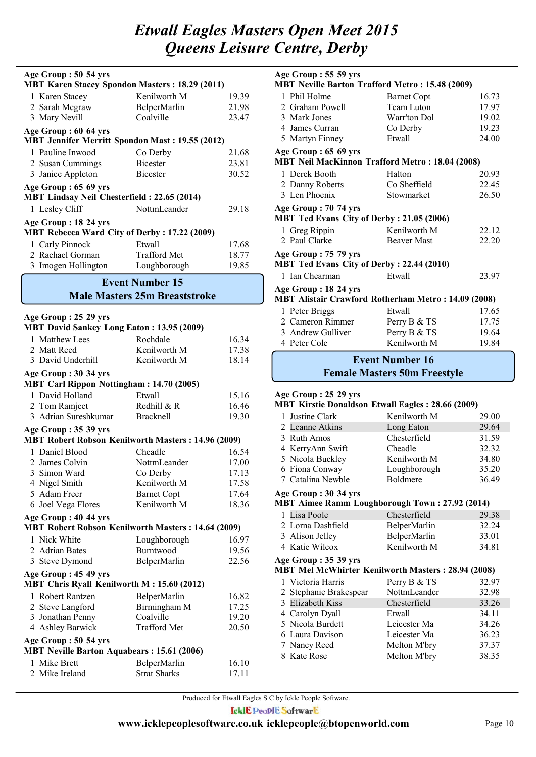# Etwall Eagles Masters Open Meet 2015
# Queens Leisure Centre, Derby

**Age Group : 50 54 yrs**
**MBT Karen Stacey Spondon Masters : 18.29 (2011)**

| | | |
|---|---|---|
| 1 Karen Stacey | Kenilworth M | 19.39 |
| 2 Sarah Mcgraw | BelperMarlin | 21.98 |
| 3 Mary Nevill | Coalville | 23.47 |

**Age Group : 60 64 yrs**
**MBT Jennifer Merritt Spondon Mast : 19.55 (2012)**

| | | |
|---|---|---|
| 1 Pauline Inwood | Co Derby | 21.68 |
| 2 Susan Cummings | Bicester | 23.81 |
| 3 Janice Appleton | Bicester | 30.52 |

**Age Group : 65 69 yrs**
**MBT Lindsay Neil Chesterfield : 22.65 (2014)**

| | | |
|---|---|---|
| 1 Lesley Cliff | NottmLeander | 29.18 |

**Age Group : 18 24 yrs**
**MBT Rebecca Ward City of Derby : 17.22 (2009)**

| | | |
|---|---|---|
| 1 Carly Pinnock | Etwall | 17.68 |
| 2 Rachael Gorman | Trafford Met | 18.77 |
| 3 Imogen Hollington | Loughborough | 19.85 |

## Event Number 15
## Male Masters 25m Breaststroke

**Age Group : 25 29 yrs**
**MBT David Sankey Long Eaton : 13.95 (2009)**

| | | |
|---|---|---|
| 1 Matthew Lees | Rochdale | 16.34 |
| 2 Matt Reed | Kenilworth M | 17.38 |
| 3 David Underhill | Kenilworth M | 18.14 |

**Age Group : 30 34 yrs**
**MBT Carl Rippon Nottingham : 14.70 (2005)**

| | | |
|---|---|---|
| 1 David Holland | Etwall | 15.16 |
| 2 Tom Ramjeet | Redhill & R | 16.46 |
| 3 Adrian Sureshkumar | Bracknell | 19.30 |

**Age Group : 35 39 yrs**
**MBT Robert Robson Kenilworth Masters : 14.96 (2009)**

| | | |
|---|---|---|
| 1 Daniel Blood | Cheadle | 16.54 |
| 2 James Colvin | NottmLeander | 17.00 |
| 3 Simon Ward | Co Derby | 17.13 |
| 4 Nigel Smith | Kenilworth M | 17.58 |
| 5 Adam Freer | Barnet Copt | 17.64 |
| 6 Joel Vega Flores | Kenilworth M | 18.36 |

**Age Group : 40 44 yrs**
**MBT Robert Robson Kenilworth Masters : 14.64 (2009)**

| | | |
|---|---|---|
| 1 Nick White | Loughborough | 16.97 |
| 2 Adrian Bates | Burntwood | 19.56 |
| 3 Steve Dymond | BelperMarlin | 22.56 |

**Age Group : 45 49 yrs**
**MBT Chris Ryall Kenilworth M : 15.60 (2012)**

| | | |
|---|---|---|
| 1 Robert Rantzen | BelperMarlin | 16.82 |
| 2 Steve Langford | Birmingham M | 17.25 |
| 3 Jonathan Penny | Coalville | 19.20 |
| 4 Ashley Barwick | Trafford Met | 20.50 |

**Age Group : 50 54 yrs**
**MBT Neville Barton Aquabears : 15.61 (2006)**

| | | |
|---|---|---|
| 1 Mike Brett | BelperMarlin | 16.10 |
| 2 Mike Ireland | Strat Sharks | 17.11 |

**Age Group : 55 59 yrs**
**MBT Neville Barton Trafford Metro : 15.48 (2009)**

| | | |
|---|---|---|
| 1 Phil Holme | Barnet Copt | 16.73 |
| 2 Graham Powell | Team Luton | 17.97 |
| 3 Mark Jones | Warr'ton Dol | 19.02 |
| 4 James Curran | Co Derby | 19.23 |
| 5 Martyn Finney | Etwall | 24.00 |

**Age Group : 65 69 yrs**
**MBT Neil MacKinnon Trafford Metro : 18.04 (2008)**

| | | |
|---|---|---|
| 1 Derek Booth | Halton | 20.93 |
| 2 Danny Roberts | Co Sheffield | 22.45 |
| 3 Len Phoenix | Stowmarket | 26.50 |

**Age Group : 70 74 yrs**
**MBT Ted Evans City of Derby : 21.05 (2006)**

| | | |
|---|---|---|
| 1 Greg Rippin | Kenilworth M | 22.12 |
| 2 Paul Clarke | Beaver Mast | 22.20 |

**Age Group : 75 79 yrs**
**MBT Ted Evans City of Derby : 22.44 (2010)**

| | | |
|---|---|---|
| 1 Ian Chearman | Etwall | 23.97 |

**Age Group : 18 24 yrs**
**MBT Alistair Crawford Rotherham Metro : 14.09 (2008)**

| | | |
|---|---|---|
| 1 Peter Briggs | Etwall | 17.65 |
| 2 Cameron Rimmer | Perry B & TS | 17.75 |
| 3 Andrew Gulliver | Perry B & TS | 19.64 |
| 4 Peter Cole | Kenilworth M | 19.84 |

## Event Number 16
## Female Masters 50m Freestyle

**Age Group : 25 29 yrs**
**MBT Kirstie Donaldson Etwall Eagles : 28.66 (2009)**

| | | |
|---|---|---|
| 1 Justine Clark | Kenilworth M | 29.00 |
| 2 Leanne Atkins | Long Eaton | 29.64 |
| 3 Ruth Amos | Chesterfield | 31.59 |
| 4 KerryAnn Swift | Cheadle | 32.32 |
| 5 Nicola Buckley | Kenilworth M | 34.80 |
| 6 Fiona Conway | Loughborough | 35.20 |
| 7 Catalina Newble | Boldmere | 36.49 |

**Age Group : 30 34 yrs**
**MBT Aimee Ramm Loughborough Town : 27.92 (2014)**

| | | |
|---|---|---|
| 1 Lisa Poole | Chesterfield | 29.38 |
| 2 Lorna Dashfield | BelperMarlin | 32.24 |
| 3 Alison Jelley | BelperMarlin | 33.01 |
| 4 Katie Wilcox | Kenilworth M | 34.81 |

**Age Group : 35 39 yrs**
**MBT Mel McWhirter Kenilworth Masters : 28.94 (2008)**

| | | |
|---|---|---|
| 1 Victoria Harris | Perry B & TS | 32.97 |
| 2 Stephanie Brakespear | NottmLeander | 32.98 |
| 3 Elizabeth Kiss | Chesterfield | 33.26 |
| 4 Carolyn Dyall | Etwall | 34.11 |
| 5 Nicola Burdett | Leicester Ma | 34.26 |
| 6 Laura Davison | Leicester Ma | 36.23 |
| 7 Nancy Reed | Melton M'bry | 37.37 |
| 8 Kate Rose | Melton M'bry | 38.35 |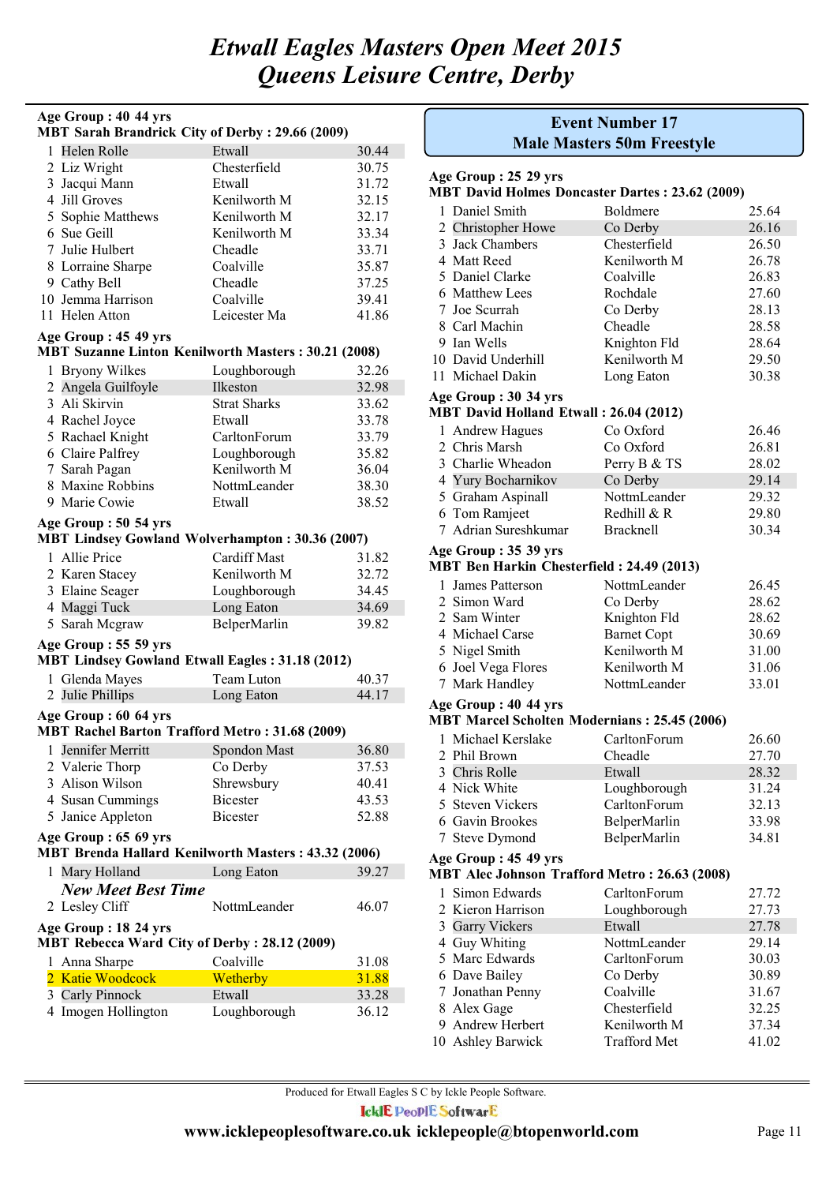# Etwall Eagles Masters Open Meet 2015
# Queens Leisure Centre, Derby

**Age Group : 40 44 yrs**
**MBT Sarah Brandrick City of Derby : 29.66 (2009)**

| | Name | Club | Time |
|---|---|---|---|
| 1 | Helen Rolle | Etwall | 30.44 |
| 2 | Liz Wright | Chesterfield | 30.75 |
| 3 | Jacqui Mann | Etwall | 31.72 |
| 4 | Jill Groves | Kenilworth M | 32.15 |
| 5 | Sophie Matthews | Kenilworth M | 32.17 |
| 6 | Sue Geill | Kenilworth M | 33.34 |
| 7 | Julie Hulbert | Cheadle | 33.71 |
| 8 | Lorraine Sharpe | Coalville | 35.87 |
| 9 | Cathy Bell | Cheadle | 37.25 |
| 10 | Jemma Harrison | Coalville | 39.41 |
| 11 | Helen Atton | Leicester Ma | 41.86 |

**Age Group : 45 49 yrs**
**MBT Suzanne Linton Kenilworth Masters : 30.21 (2008)**

| | Name | Club | Time |
|---|---|---|---|
| 1 | Bryony Wilkes | Loughborough | 32.26 |
| 2 | Angela Guilfoyle | Ilkeston | 32.98 |
| 3 | Ali Skirvin | Strat Sharks | 33.62 |
| 4 | Rachel Joyce | Etwall | 33.78 |
| 5 | Rachael Knight | CarltonForum | 33.79 |
| 6 | Claire Palfrey | Loughborough | 35.82 |
| 7 | Sarah Pagan | Kenilworth M | 36.04 |
| 8 | Maxine Robbins | NottmLeander | 38.30 |
| 9 | Marie Cowie | Etwall | 38.52 |

**Age Group : 50 54 yrs**
**MBT Lindsey Gowland Wolverhampton : 30.36 (2007)**

| | Name | Club | Time |
|---|---|---|---|
| 1 | Allie Price | Cardiff Mast | 31.82 |
| 2 | Karen Stacey | Kenilworth M | 32.72 |
| 3 | Elaine Seager | Loughborough | 34.45 |
| 4 | Maggi Tuck | Long Eaton | 34.69 |
| 5 | Sarah Mcgraw | BelperMarlin | 39.82 |

**Age Group : 55 59 yrs**
**MBT Lindsey Gowland Etwall Eagles : 31.18 (2012)**

| | Name | Club | Time |
|---|---|---|---|
| 1 | Glenda Mayes | Team Luton | 40.37 |
| 2 | Julie Phillips | Long Eaton | 44.17 |

**Age Group : 60 64 yrs**
**MBT Rachel Barton Trafford Metro : 31.68 (2009)**

| | Name | Club | Time |
|---|---|---|---|
| 1 | Jennifer Merritt | Spondon Mast | 36.80 |
| 2 | Valerie Thorp | Co Derby | 37.53 |
| 3 | Alison Wilson | Shrewsbury | 40.41 |
| 4 | Susan Cummings | Bicester | 43.53 |
| 5 | Janice Appleton | Bicester | 52.88 |

**Age Group : 65 69 yrs**
**MBT Brenda Hallard Kenilworth Masters : 43.32 (2006)**

| | Name | Club | Time |
|---|---|---|---|
| 1 | Mary Holland | Long Eaton | 39.27 |
| | *New Meet Best Time* | | |
| 2 | Lesley Cliff | NottmLeander | 46.07 |

**Age Group : 18 24 yrs**
**MBT Rebecca Ward City of Derby : 28.12 (2009)**

| | Name | Club | Time |
|---|---|---|---|
| 1 | Anna Sharpe | Coalville | 31.08 |
| 2 | Katie Woodcock | Wetherby | 31.88 |
| 3 | Carly Pinnock | Etwall | 33.28 |
| 4 | Imogen Hollington | Loughborough | 36.12 |

## Event Number 17
## Male Masters 50m Freestyle

**Age Group : 25 29 yrs**
**MBT David Holmes Doncaster Dartes : 23.62 (2009)**

| | Name | Club | Time |
|---|---|---|---|
| 1 | Daniel Smith | Boldmere | 25.64 |
| 2 | Christopher Howe | Co Derby | 26.16 |
| 3 | Jack Chambers | Chesterfield | 26.50 |
| 4 | Matt Reed | Kenilworth M | 26.78 |
| 5 | Daniel Clarke | Coalville | 26.83 |
| 6 | Matthew Lees | Rochdale | 27.60 |
| 7 | Joe Scurrah | Co Derby | 28.13 |
| 8 | Carl Machin | Cheadle | 28.58 |
| 9 | Ian Wells | Knighton Fld | 28.64 |
| 10 | David Underhill | Kenilworth M | 29.50 |
| 11 | Michael Dakin | Long Eaton | 30.38 |

**Age Group : 30 34 yrs**
**MBT David Holland Etwall : 26.04 (2012)**

| | Name | Club | Time |
|---|---|---|---|
| 1 | Andrew Hagues | Co Oxford | 26.46 |
| 2 | Chris Marsh | Co Oxford | 26.81 |
| 3 | Charlie Wheadon | Perry B & TS | 28.02 |
| 4 | Yury Bocharnikov | Co Derby | 29.14 |
| 5 | Graham Aspinall | NottmLeander | 29.32 |
| 6 | Tom Ramjeet | Redhill & R | 29.80 |
| 7 | Adrian Sureshkumar | Bracknell | 30.34 |

**Age Group : 35 39 yrs**
**MBT Ben Harkin Chesterfield : 24.49 (2013)**

| | Name | Club | Time |
|---|---|---|---|
| 1 | James Patterson | NottmLeander | 26.45 |
| 2 | Simon Ward | Co Derby | 28.62 |
| 2 | Sam Winter | Knighton Fld | 28.62 |
| 4 | Michael Carse | Barnet Copt | 30.69 |
| 5 | Nigel Smith | Kenilworth M | 31.00 |
| 6 | Joel Vega Flores | Kenilworth M | 31.06 |
| 7 | Mark Handley | NottmLeander | 33.01 |

**Age Group : 40 44 yrs**
**MBT Marcel Scholten Modernians : 25.45 (2006)**

| | Name | Club | Time |
|---|---|---|---|
| 1 | Michael Kerslake | CarltonForum | 26.60 |
| 2 | Phil Brown | Cheadle | 27.70 |
| 3 | Chris Rolle | Etwall | 28.32 |
| 4 | Nick White | Loughborough | 31.24 |
| 5 | Steven Vickers | CarltonForum | 32.13 |
| 6 | Gavin Brookes | BelperMarlin | 33.98 |
| 7 | Steve Dymond | BelperMarlin | 34.81 |

**Age Group : 45 49 yrs**
**MBT Alec Johnson Trafford Metro : 26.63 (2008)**

| | Name | Club | Time |
|---|---|---|---|
| 1 | Simon Edwards | CarltonForum | 27.72 |
| 2 | Kieron Harrison | Loughborough | 27.73 |
| 3 | Garry Vickers | Etwall | 27.78 |
| 4 | Guy Whiting | NottmLeander | 29.14 |
| 5 | Marc Edwards | CarltonForum | 30.03 |
| 6 | Dave Bailey | Co Derby | 30.89 |
| 7 | Jonathan Penny | Coalville | 31.67 |
| 8 | Alex Gage | Chesterfield | 32.25 |
| 9 | Andrew Herbert | Kenilworth M | 37.34 |
| 10 | Ashley Barwick | Trafford Met | 41.02 |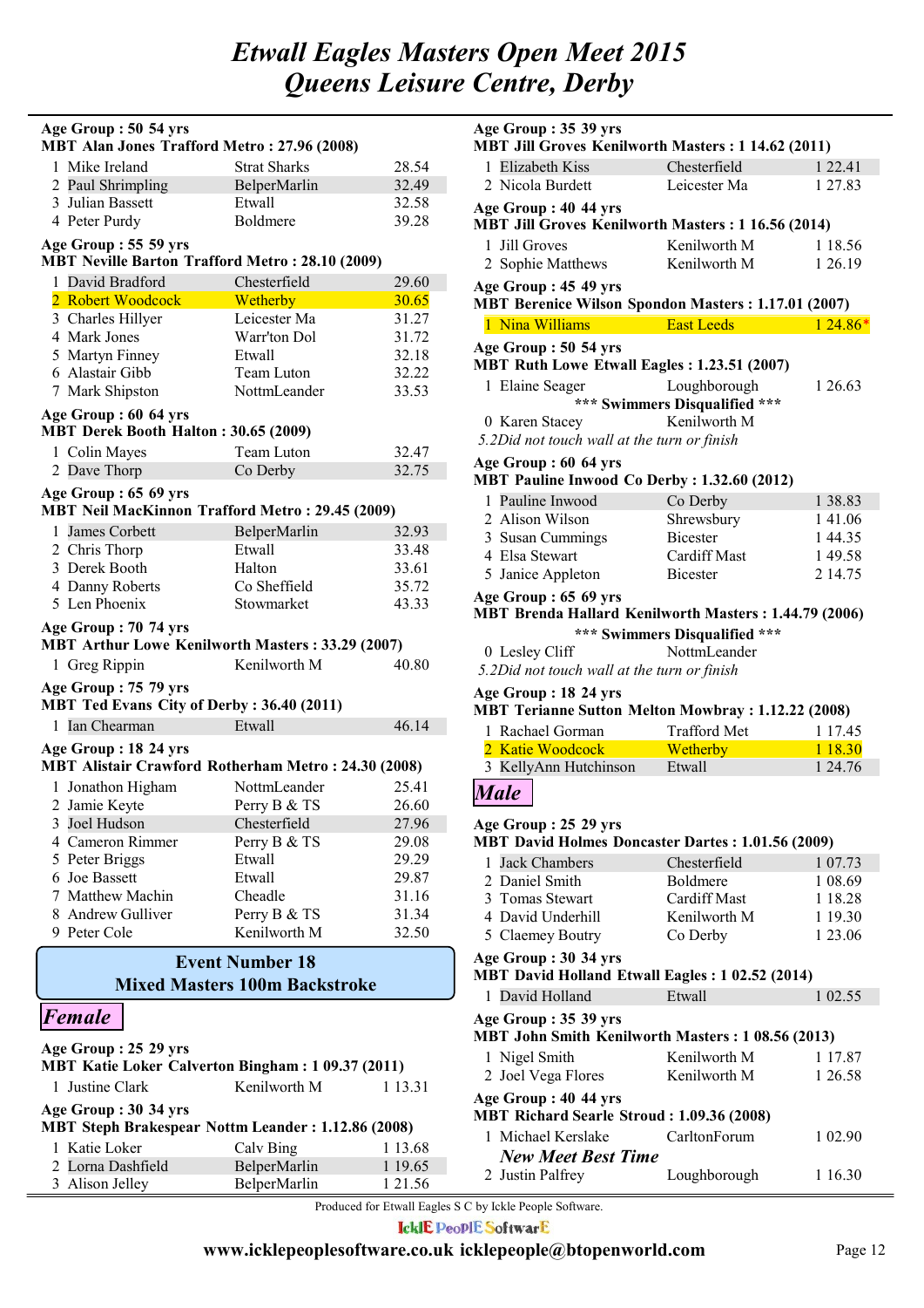# Etwall Eagles Masters Open Meet 2015
# Queens Leisure Centre, Derby

**Age Group : 50 54 yrs**
**MBT Alan Jones Trafford Metro : 27.96 (2008)**

| | | | |
|---|---|---|---|
| 1 | Mike Ireland | Strat Sharks | 28.54 |
| 2 | Paul Shrimpling | BelperMarlin | 32.49 |
| 3 | Julian Bassett | Etwall | 32.58 |
| 4 | Peter Purdy | Boldmere | 39.28 |

**Age Group : 55 59 yrs**
**MBT Neville Barton Trafford Metro : 28.10 (2009)**

| | | | |
|---|---|---|---|
| 1 | David Bradford | Chesterfield | 29.60 |
| 2 | Robert Woodcock | Wetherby | 30.65 |
| 3 | Charles Hillyer | Leicester Ma | 31.27 |
| 4 | Mark Jones | Warr'ton Dol | 31.72 |
| 5 | Martyn Finney | Etwall | 32.18 |
| 6 | Alastair Gibb | Team Luton | 32.22 |
| 7 | Mark Shipston | NottmLeander | 33.53 |

**Age Group : 60 64 yrs**
**MBT Derek Booth Halton : 30.65 (2009)**

| | | | |
|---|---|---|---|
| 1 | Colin Mayes | Team Luton | 32.47 |
| 2 | Dave Thorp | Co Derby | 32.75 |

**Age Group : 65 69 yrs**
**MBT Neil MacKinnon Trafford Metro : 29.45 (2009)**

| | | | |
|---|---|---|---|
| 1 | James Corbett | BelperMarlin | 32.93 |
| 2 | Chris Thorp | Etwall | 33.48 |
| 3 | Derek Booth | Halton | 33.61 |
| 4 | Danny Roberts | Co Sheffield | 35.72 |
| 5 | Len Phoenix | Stowmarket | 43.33 |

**Age Group : 70 74 yrs**
**MBT Arthur Lowe Kenilworth Masters : 33.29 (2007)**

| | | | |
|---|---|---|---|
| 1 | Greg Rippin | Kenilworth M | 40.80 |

**Age Group : 75 79 yrs**
**MBT Ted Evans City of Derby : 36.40 (2011)**

| | | | |
|---|---|---|---|
| 1 | Ian Chearman | Etwall | 46.14 |

**Age Group : 18 24 yrs**
**MBT Alistair Crawford Rotherham Metro : 24.30 (2008)**

| | | | |
|---|---|---|---|
| 1 | Jonathon Higham | NottmLeander | 25.41 |
| 2 | Jamie Keyte | Perry B & TS | 26.60 |
| 3 | Joel Hudson | Chesterfield | 27.96 |
| 4 | Cameron Rimmer | Perry B & TS | 29.08 |
| 5 | Peter Briggs | Etwall | 29.29 |
| 6 | Joe Bassett | Etwall | 29.87 |
| 7 | Matthew Machin | Cheadle | 31.16 |
| 8 | Andrew Gulliver | Perry B & TS | 31.34 |
| 9 | Peter Cole | Kenilworth M | 32.50 |

## Event Number 18
## Mixed Masters 100m Backstroke

### *Female*

**Age Group : 25 29 yrs**
**MBT Katie Loker Calverton Bingham : 1 09.37 (2011)**

| | | | |
|---|---|---|---|
| 1 | Justine Clark | Kenilworth M | 1 13.31 |

**Age Group : 30 34 yrs**
**MBT Steph Brakespear Nottm Leander : 1.12.86 (2008)**

| | | | |
|---|---|---|---|
| 1 | Katie Loker | Calv Bing | 1 13.68 |
| 2 | Lorna Dashfield | BelperMarlin | 1 19.65 |
| 3 | Alison Jelley | BelperMarlin | 1 21.56 |

**Age Group : 35 39 yrs**
**MBT Jill Groves Kenilworth Masters : 1 14.62 (2011)**

| | | | |
|---|---|---|---|
| 1 | Elizabeth Kiss | Chesterfield | 1 22.41 |
| 2 | Nicola Burdett | Leicester Ma | 1 27.83 |

**Age Group : 40 44 yrs**
**MBT Jill Groves Kenilworth Masters : 1 16.56 (2014)**

| | | | |
|---|---|---|---|
| 1 | Jill Groves | Kenilworth M | 1 18.56 |
| 2 | Sophie Matthews | Kenilworth M | 1 26.19 |

**Age Group : 45 49 yrs**
**MBT Berenice Wilson Spondon Masters : 1.17.01 (2007)**

| | | | |
|---|---|---|---|
| 1 | Nina Williams | East Leeds | 1 24.86* |

**Age Group : 50 54 yrs**
**MBT Ruth Lowe Etwall Eagles : 1.23.51 (2007)**

| | | | |
|---|---|---|---|
| 1 | Elaine Seager | Loughborough | 1 26.63 |

**\*\*\* Swimmers Disqualified \*\*\***

| | | | |
|---|---|---|---|
| 0 | Karen Stacey | Kenilworth M | |

*5.2Did not touch wall at the turn or finish*

**Age Group : 60 64 yrs**
**MBT Pauline Inwood Co Derby : 1.32.60 (2012)**

| | | | |
|---|---|---|---|
| 1 | Pauline Inwood | Co Derby | 1 38.83 |
| 2 | Alison Wilson | Shrewsbury | 1 41.06 |
| 3 | Susan Cummings | Bicester | 1 44.35 |
| 4 | Elsa Stewart | Cardiff Mast | 1 49.58 |
| 5 | Janice Appleton | Bicester | 2 14.75 |

**Age Group : 65 69 yrs**
**MBT Brenda Hallard Kenilworth Masters : 1.44.79 (2006)**

**\*\*\* Swimmers Disqualified \*\*\***

| | | | |
|---|---|---|---|
| 0 | Lesley Cliff | NottmLeander | |

*5.2Did not touch wall at the turn or finish*

**Age Group : 18 24 yrs**
**MBT Terianne Sutton Melton Mowbray : 1.12.22 (2008)**

| | | | |
|---|---|---|---|
| 1 | Rachael Gorman | Trafford Met | 1 17.45 |
| 2 | Katie Woodcock | Wetherby | 1 18.30 |
| 3 | KellyAnn Hutchinson | Etwall | 1 24.76 |

### *Male*

**Age Group : 25 29 yrs**
**MBT David Holmes Doncaster Dartes : 1.01.56 (2009)**

| | | | |
|---|---|---|---|
| 1 | Jack Chambers | Chesterfield | 1 07.73 |
| 2 | Daniel Smith | Boldmere | 1 08.69 |
| 3 | Tomas Stewart | Cardiff Mast | 1 18.28 |
| 4 | David Underhill | Kenilworth M | 1 19.30 |
| 5 | Claemey Boutry | Co Derby | 1 23.06 |

**Age Group : 30 34 yrs**
**MBT David Holland Etwall Eagles : 1 02.52 (2014)**

| | | | |
|---|---|---|---|
| 1 | David Holland | Etwall | 1 02.55 |

**Age Group : 35 39 yrs**
**MBT John Smith Kenilworth Masters : 1 08.56 (2013)**

| | | | |
|---|---|---|---|
| 1 | Nigel Smith | Kenilworth M | 1 17.87 |
| 2 | Joel Vega Flores | Kenilworth M | 1 26.58 |

**Age Group : 40 44 yrs**
**MBT Richard Searle Stroud : 1.09.36 (2008)**

| | | | |
|---|---|---|---|
| 1 | Michael Kerslake | CarltonForum | 1 02.90 |
| | ***New Meet Best Time*** | | |
| 2 | Justin Palfrey | Loughborough | 1 16.30 |

Produced for Etwall Eagles S C by Ickle People Software.

www.icklepeoplesoftware.co.uk icklepeople@btopenworld.com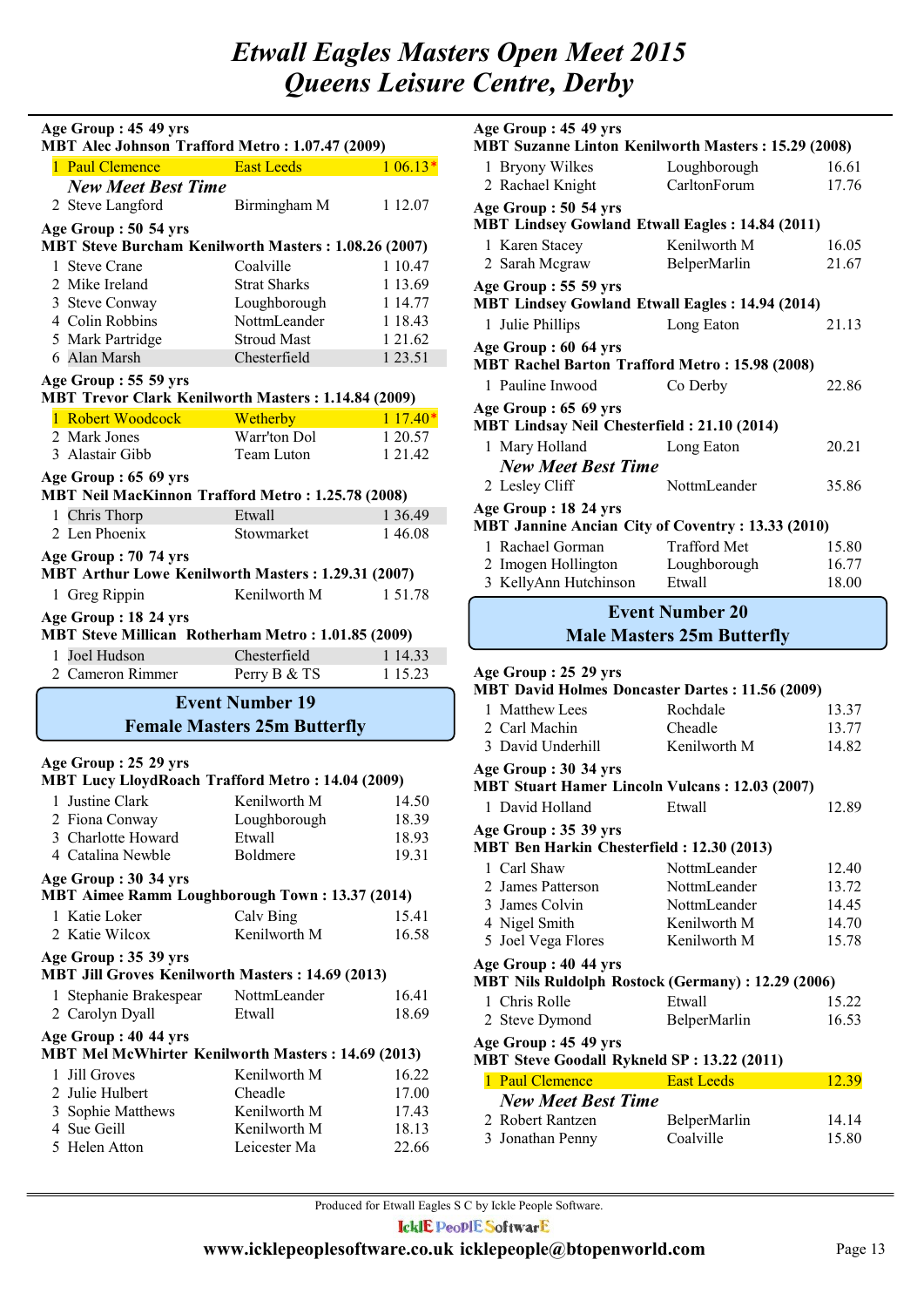# Etwall Eagles Masters Open Meet 2015
# Queens Leisure Centre, Derby

**Age Group : 45 49 yrs**
**MBT Alec Johnson Trafford Metro : 1.07.47 (2009)**

| | | | |
|---|---|---|---|
| 1 | Paul Clemence | East Leeds | 1 06.13* |

***New Meet Best Time***

| | | | |
|---|---|---|---|
| 2 | Steve Langford | Birmingham M | 1 12.07 |

**Age Group : 50 54 yrs**
**MBT Steve Burcham Kenilworth Masters : 1.08.26 (2007)**

| | | | |
|---|---|---|---|
| 1 | Steve Crane | Coalville | 1 10.47 |
| 2 | Mike Ireland | Strat Sharks | 1 13.69 |
| 3 | Steve Conway | Loughborough | 1 14.77 |
| 4 | Colin Robbins | NottmLeander | 1 18.43 |
| 5 | Mark Partridge | Stroud Mast | 1 21.62 |
| 6 | Alan Marsh | Chesterfield | 1 23.51 |

**Age Group : 55 59 yrs**
**MBT Trevor Clark Kenilworth Masters : 1.14.84 (2009)**

| | | | |
|---|---|---|---|
| 1 | Robert Woodcock | Wetherby | 1 17.40* |
| 2 | Mark Jones | Warr'ton Dol | 1 20.57 |
| 3 | Alastair Gibb | Team Luton | 1 21.42 |

**Age Group : 65 69 yrs**
**MBT Neil MacKinnon Trafford Metro : 1.25.78 (2008)**

| | | | |
|---|---|---|---|
| 1 | Chris Thorp | Etwall | 1 36.49 |
| 2 | Len Phoenix | Stowmarket | 1 46.08 |

**Age Group : 70 74 yrs**
**MBT Arthur Lowe Kenilworth Masters : 1.29.31 (2007)**

| | | | |
|---|---|---|---|
| 1 | Greg Rippin | Kenilworth M | 1 51.78 |

**Age Group : 18 24 yrs**
**MBT Steve Millican Rotherham Metro : 1.01.85 (2009)**

| | | | |
|---|---|---|---|
| 1 | Joel Hudson | Chesterfield | 1 14.33 |
| 2 | Cameron Rimmer | Perry B & TS | 1 15.23 |

## Event Number 19
## Female Masters 25m Butterfly

**Age Group : 25 29 yrs**
**MBT Lucy LloydRoach Trafford Metro : 14.04 (2009)**

| | | | |
|---|---|---|---|
| 1 | Justine Clark | Kenilworth M | 14.50 |
| 2 | Fiona Conway | Loughborough | 18.39 |
| 3 | Charlotte Howard | Etwall | 18.93 |
| 4 | Catalina Newble | Boldmere | 19.31 |

**Age Group : 30 34 yrs**
**MBT Aimee Ramm Loughborough Town : 13.37 (2014)**

| | | | |
|---|---|---|---|
| 1 | Katie Loker | Calv Bing | 15.41 |
| 2 | Katie Wilcox | Kenilworth M | 16.58 |

**Age Group : 35 39 yrs**
**MBT Jill Groves Kenilworth Masters : 14.69 (2013)**

| | | | |
|---|---|---|---|
| 1 | Stephanie Brakespear | NottmLeander | 16.41 |
| 2 | Carolyn Dyall | Etwall | 18.69 |

**Age Group : 40 44 yrs**
**MBT Mel McWhirter Kenilworth Masters : 14.69 (2013)**

| | | | |
|---|---|---|---|
| 1 | Jill Groves | Kenilworth M | 16.22 |
| 2 | Julie Hulbert | Cheadle | 17.00 |
| 3 | Sophie Matthews | Kenilworth M | 17.43 |
| 4 | Sue Geill | Kenilworth M | 18.13 |
| 5 | Helen Atton | Leicester Ma | 22.66 |

**Age Group : 45 49 yrs**
**MBT Suzanne Linton Kenilworth Masters : 15.29 (2008)**

| | | | |
|---|---|---|---|
| 1 | Bryony Wilkes | Loughborough | 16.61 |
| 2 | Rachael Knight | CarltonForum | 17.76 |

**Age Group : 50 54 yrs**
**MBT Lindsey Gowland Etwall Eagles : 14.84 (2011)**

| | | | |
|---|---|---|---|
| 1 | Karen Stacey | Kenilworth M | 16.05 |
| 2 | Sarah Mcgraw | BelperMarlin | 21.67 |

**Age Group : 55 59 yrs**
**MBT Lindsey Gowland Etwall Eagles : 14.94 (2014)**

| | | | |
|---|---|---|---|
| 1 | Julie Phillips | Long Eaton | 21.13 |

**Age Group : 60 64 yrs**
**MBT Rachel Barton Trafford Metro : 15.98 (2008)**

| | | | |
|---|---|---|---|
| 1 | Pauline Inwood | Co Derby | 22.86 |

**Age Group : 65 69 yrs**
**MBT Lindsay Neil Chesterfield : 21.10 (2014)**

| | | | |
|---|---|---|---|
| 1 | Mary Holland | Long Eaton | 20.21 |

***New Meet Best Time***

| | | | |
|---|---|---|---|
| 2 | Lesley Cliff | NottmLeander | 35.86 |

**Age Group : 18 24 yrs**
**MBT Jannine Ancian City of Coventry : 13.33 (2010)**

| | | | |
|---|---|---|---|
| 1 | Rachael Gorman | Trafford Met | 15.80 |
| 2 | Imogen Hollington | Loughborough | 16.77 |
| 3 | KellyAnn Hutchinson | Etwall | 18.00 |

## Event Number 20
## Male Masters 25m Butterfly

**Age Group : 25 29 yrs**
**MBT David Holmes Doncaster Dartes : 11.56 (2009)**

| | | | |
|---|---|---|---|
| 1 | Matthew Lees | Rochdale | 13.37 |
| 2 | Carl Machin | Cheadle | 13.77 |
| 3 | David Underhill | Kenilworth M | 14.82 |

**Age Group : 30 34 yrs**
**MBT Stuart Hamer Lincoln Vulcans : 12.03 (2007)**

| | | | |
|---|---|---|---|
| 1 | David Holland | Etwall | 12.89 |

**Age Group : 35 39 yrs**
**MBT Ben Harkin Chesterfield : 12.30 (2013)**

| | | | |
|---|---|---|---|
| 1 | Carl Shaw | NottmLeander | 12.40 |
| 2 | James Patterson | NottmLeander | 13.72 |
| 3 | James Colvin | NottmLeander | 14.45 |
| 4 | Nigel Smith | Kenilworth M | 14.70 |
| 5 | Joel Vega Flores | Kenilworth M | 15.78 |

**Age Group : 40 44 yrs**
**MBT Nils Ruldolph Rostock (Germany) : 12.29 (2006)**

| | | | |
|---|---|---|---|
| 1 | Chris Rolle | Etwall | 15.22 |
| 2 | Steve Dymond | BelperMarlin | 16.53 |

**Age Group : 45 49 yrs**
**MBT Steve Goodall Rykneld SP : 13.22 (2011)**

| | | | |
|---|---|---|---|
| 1 | Paul Clemence | East Leeds | 12.39 |

***New Meet Best Time***

| | | | |
|---|---|---|---|
| 2 | Robert Rantzen | BelperMarlin | 14.14 |
| 3 | Jonathan Penny | Coalville | 15.80 |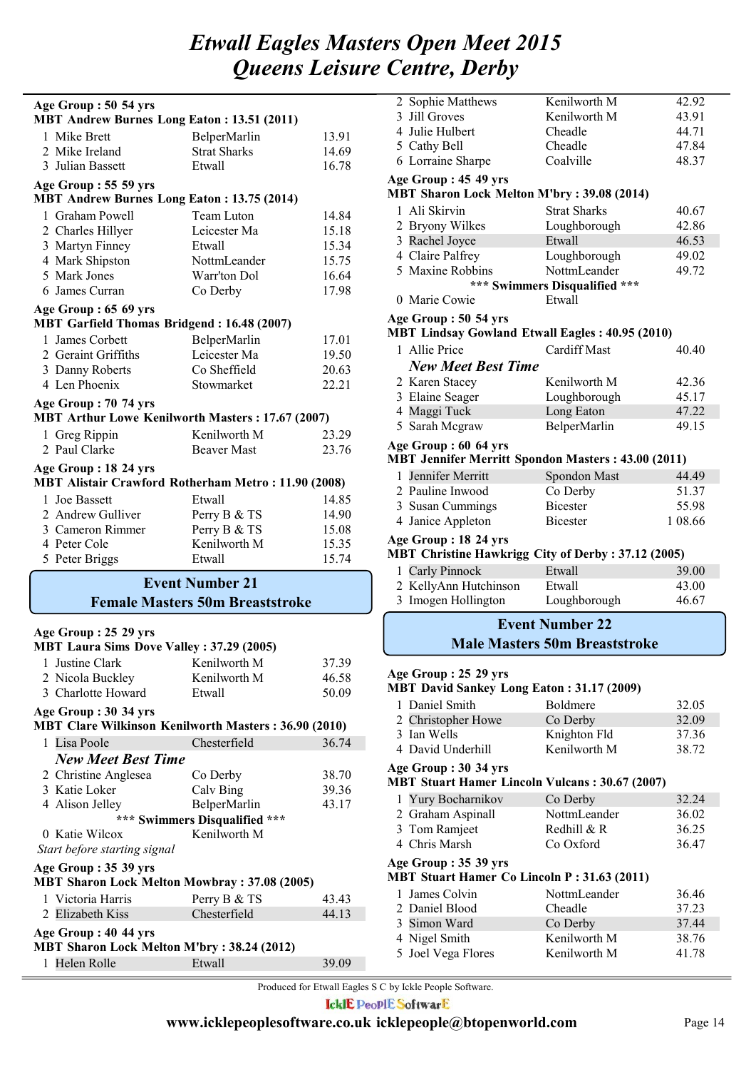# Etwall Eagles Masters Open Meet 2015
# Queens Leisure Centre, Derby

**Age Group : 50 54 yrs**
**MBT Andrew Burnes Long Eaton : 13.51 (2011)**

| | | |
|---|---|---|
| 1 Mike Brett | BelperMarlin | 13.91 |
| 2 Mike Ireland | Strat Sharks | 14.69 |
| 3 Julian Bassett | Etwall | 16.78 |

**Age Group : 55 59 yrs**
**MBT Andrew Burnes Long Eaton : 13.75 (2014)**

| | | |
|---|---|---|
| 1 Graham Powell | Team Luton | 14.84 |
| 2 Charles Hillyer | Leicester Ma | 15.18 |
| 3 Martyn Finney | Etwall | 15.34 |
| 4 Mark Shipston | NottmLeander | 15.75 |
| 5 Mark Jones | Warr'ton Dol | 16.64 |
| 6 James Curran | Co Derby | 17.98 |

**Age Group : 65 69 yrs**
**MBT Garfield Thomas Bridgend : 16.48 (2007)**

| | | |
|---|---|---|
| 1 James Corbett | BelperMarlin | 17.01 |
| 2 Geraint Griffiths | Leicester Ma | 19.50 |
| 3 Danny Roberts | Co Sheffield | 20.63 |
| 4 Len Phoenix | Stowmarket | 22.21 |

**Age Group : 70 74 yrs**
**MBT Arthur Lowe Kenilworth Masters : 17.67 (2007)**

| | | |
|---|---|---|
| 1 Greg Rippin | Kenilworth M | 23.29 |
| 2 Paul Clarke | Beaver Mast | 23.76 |

**Age Group : 18 24 yrs**
**MBT Alistair Crawford Rotherham Metro : 11.90 (2008)**

| | | |
|---|---|---|
| 1 Joe Bassett | Etwall | 14.85 |
| 2 Andrew Gulliver | Perry B & TS | 14.90 |
| 3 Cameron Rimmer | Perry B & TS | 15.08 |
| 4 Peter Cole | Kenilworth M | 15.35 |
| 5 Peter Briggs | Etwall | 15.74 |

## Event Number 21
## Female Masters 50m Breaststroke

**Age Group : 25 29 yrs**
**MBT Laura Sims Dove Valley : 37.29 (2005)**

| | | |
|---|---|---|
| 1 Justine Clark | Kenilworth M | 37.39 |
| 2 Nicola Buckley | Kenilworth M | 46.58 |
| 3 Charlotte Howard | Etwall | 50.09 |

**Age Group : 30 34 yrs**
**MBT Clare Wilkinson Kenilworth Masters : 36.90 (2010)**

| | | |
|---|---|---|
| 1 Lisa Poole | Chesterfield | 36.74 |
| ***New Meet Best Time*** | | |
| 2 Christine Anglesea | Co Derby | 38.70 |
| 3 Katie Loker | Calv Bing | 39.36 |
| 4 Alison Jelley | BelperMarlin | 43.17 |
| **\*\*\* Swimmers Disqualified \*\*\*** | | |
| 0 Katie Wilcox | Kenilworth M | |
| *Start before starting signal* | | |

**Age Group : 35 39 yrs**
**MBT Sharon Lock Melton Mowbray : 37.08 (2005)**

| | | |
|---|---|---|
| 1 Victoria Harris | Perry B & TS | 43.43 |
| 2 Elizabeth Kiss | Chesterfield | 44.13 |

**Age Group : 40 44 yrs**
**MBT Sharon Lock Melton M'bry : 38.24 (2012)**

| | | |
|---|---|---|
| 1 Helen Rolle | Etwall | 39.09 |
| 2 Sophie Matthews | Kenilworth M | 42.92 |
| 3 Jill Groves | Kenilworth M | 43.91 |
| 4 Julie Hulbert | Cheadle | 44.71 |
| 5 Cathy Bell | Cheadle | 47.84 |
| 6 Lorraine Sharpe | Coalville | 48.37 |

**Age Group : 45 49 yrs**
**MBT Sharon Lock Melton M'bry : 39.08 (2014)**

| | | |
|---|---|---|
| 1 Ali Skirvin | Strat Sharks | 40.67 |
| 2 Bryony Wilkes | Loughborough | 42.86 |
| 3 Rachel Joyce | Etwall | 46.53 |
| 4 Claire Palfrey | Loughborough | 49.02 |
| 5 Maxine Robbins | NottmLeander | 49.72 |
| **\*\*\* Swimmers Disqualified \*\*\*** | | |
| 0 Marie Cowie | Etwall | |

**Age Group : 50 54 yrs**
**MBT Lindsay Gowland Etwall Eagles : 40.95 (2010)**

| | | |
|---|---|---|
| 1 Allie Price | Cardiff Mast | 40.40 |
| ***New Meet Best Time*** | | |
| 2 Karen Stacey | Kenilworth M | 42.36 |
| 3 Elaine Seager | Loughborough | 45.17 |
| 4 Maggi Tuck | Long Eaton | 47.22 |
| 5 Sarah Mcgraw | BelperMarlin | 49.15 |

**Age Group : 60 64 yrs**
**MBT Jennifer Merritt Spondon Masters : 43.00 (2011)**

| | | |
|---|---|---|
| 1 Jennifer Merritt | Spondon Mast | 44.49 |
| 2 Pauline Inwood | Co Derby | 51.37 |
| 3 Susan Cummings | Bicester | 55.98 |
| 4 Janice Appleton | Bicester | 1 08.66 |

**Age Group : 18 24 yrs**
**MBT Christine Hawkrigg City of Derby : 37.12 (2005)**

| | | |
|---|---|---|
| 1 Carly Pinnock | Etwall | 39.00 |
| 2 KellyAnn Hutchinson | Etwall | 43.00 |
| 3 Imogen Hollington | Loughborough | 46.67 |

## Event Number 22
## Male Masters 50m Breaststroke

**Age Group : 25 29 yrs**
**MBT David Sankey Long Eaton : 31.17 (2009)**

| | | |
|---|---|---|
| 1 Daniel Smith | Boldmere | 32.05 |
| 2 Christopher Howe | Co Derby | 32.09 |
| 3 Ian Wells | Knighton Fld | 37.36 |
| 4 David Underhill | Kenilworth M | 38.72 |

**Age Group : 30 34 yrs**
**MBT Stuart Hamer Lincoln Vulcans : 30.67 (2007)**

| | | |
|---|---|---|
| 1 Yury Bocharnikov | Co Derby | 32.24 |
| 2 Graham Aspinall | NottmLeander | 36.02 |
| 3 Tom Ramjeet | Redhill & R | 36.25 |
| 4 Chris Marsh | Co Oxford | 36.47 |

**Age Group : 35 39 yrs**
**MBT Stuart Hamer Co Lincoln P : 31.63 (2011)**

| | | |
|---|---|---|
| 1 James Colvin | NottmLeander | 36.46 |
| 2 Daniel Blood | Cheadle | 37.23 |
| 3 Simon Ward | Co Derby | 37.44 |
| 4 Nigel Smith | Kenilworth M | 38.76 |
| 5 Joel Vega Flores | Kenilworth M | 41.78 |

Produced for Etwall Eagles S C by Ickle People Software.

www.icklepeoplesoftware.co.uk icklepeople@btopenworld.com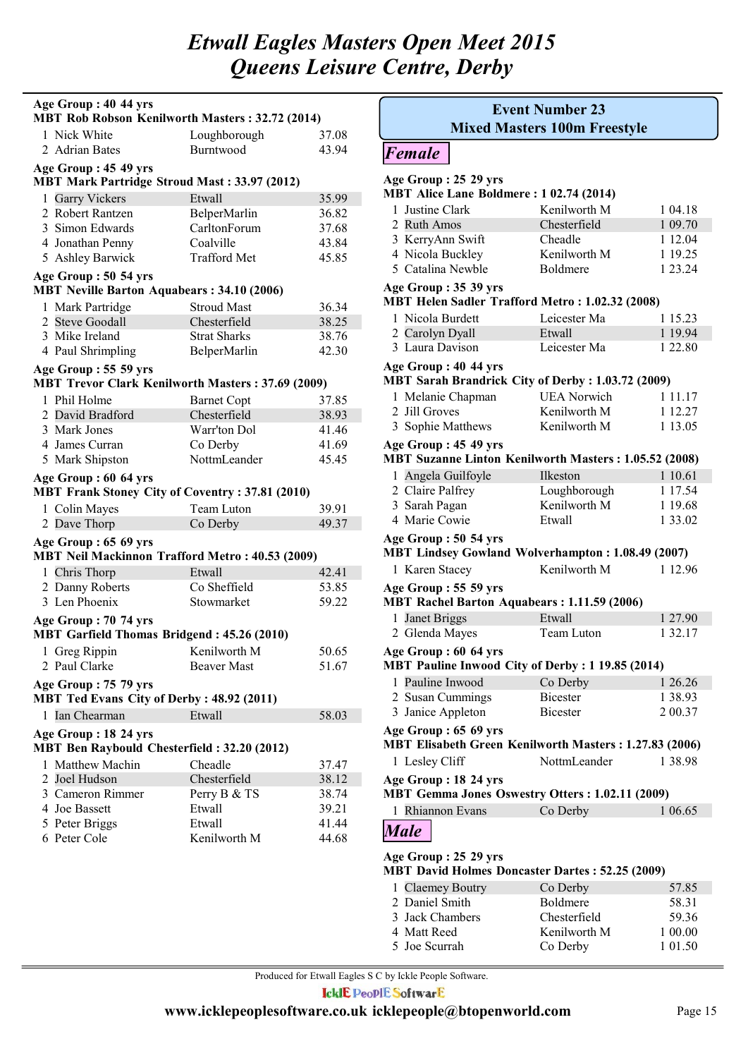# Etwall Eagles Masters Open Meet 2015
# Queens Leisure Centre, Derby

**Age Group : 40 44 yrs**
**MBT Rob Robson Kenilworth Masters : 32.72 (2014)**

| | | | |
|---|---|---|---|
| 1 | Nick White | Loughborough | 37.08 |
| 2 | Adrian Bates | Burntwood | 43.94 |

**Age Group : 45 49 yrs**
**MBT Mark Partridge Stroud Mast : 33.97 (2012)**

| | | | |
|---|---|---|---|
| 1 | Garry Vickers | Etwall | 35.99 |
| 2 | Robert Rantzen | BelperMarlin | 36.82 |
| 3 | Simon Edwards | CarltonForum | 37.68 |
| 4 | Jonathan Penny | Coalville | 43.84 |
| 5 | Ashley Barwick | Trafford Met | 45.85 |

**Age Group : 50 54 yrs**
**MBT Neville Barton Aquabears : 34.10 (2006)**

| | | | |
|---|---|---|---|
| 1 | Mark Partridge | Stroud Mast | 36.34 |
| 2 | Steve Goodall | Chesterfield | 38.25 |
| 3 | Mike Ireland | Strat Sharks | 38.76 |
| 4 | Paul Shrimpling | BelperMarlin | 42.30 |

**Age Group : 55 59 yrs**
**MBT Trevor Clark Kenilworth Masters : 37.69 (2009)**

| | | | |
|---|---|---|---|
| 1 | Phil Holme | Barnet Copt | 37.85 |
| 2 | David Bradford | Chesterfield | 38.93 |
| 3 | Mark Jones | Warr'ton Dol | 41.46 |
| 4 | James Curran | Co Derby | 41.69 |
| 5 | Mark Shipston | NottmLeander | 45.45 |

**Age Group : 60 64 yrs**
**MBT Frank Stoney City of Coventry : 37.81 (2010)**

| | | | |
|---|---|---|---|
| 1 | Colin Mayes | Team Luton | 39.91 |
| 2 | Dave Thorp | Co Derby | 49.37 |

**Age Group : 65 69 yrs**
**MBT Neil Mackinnon Trafford Metro : 40.53 (2009)**

| | | | |
|---|---|---|---|
| 1 | Chris Thorp | Etwall | 42.41 |
| 2 | Danny Roberts | Co Sheffield | 53.85 |
| 3 | Len Phoenix | Stowmarket | 59.22 |

**Age Group : 70 74 yrs**
**MBT Garfield Thomas Bridgend : 45.26 (2010)**

| | | | |
|---|---|---|---|
| 1 | Greg Rippin | Kenilworth M | 50.65 |
| 2 | Paul Clarke | Beaver Mast | 51.67 |

**Age Group : 75 79 yrs**
**MBT Ted Evans City of Derby : 48.92 (2011)**

| | | | |
|---|---|---|---|
| 1 | Ian Chearman | Etwall | 58.03 |

**Age Group : 18 24 yrs**
**MBT Ben Raybould Chesterfield : 32.20 (2012)**

| | | | |
|---|---|---|---|
| 1 | Matthew Machin | Cheadle | 37.47 |
| 2 | Joel Hudson | Chesterfield | 38.12 |
| 3 | Cameron Rimmer | Perry B & TS | 38.74 |
| 4 | Joe Bassett | Etwall | 39.21 |
| 5 | Peter Briggs | Etwall | 41.44 |
| 6 | Peter Cole | Kenilworth M | 44.68 |

## Event Number 23
## Mixed Masters 100m Freestyle

### *Female*

**Age Group : 25 29 yrs**
**MBT Alice Lane Boldmere : 1 02.74 (2014)**

| | | | |
|---|---|---|---|
| 1 | Justine Clark | Kenilworth M | 1 04.18 |
| 2 | Ruth Amos | Chesterfield | 1 09.70 |
| 3 | KerryAnn Swift | Cheadle | 1 12.04 |
| 4 | Nicola Buckley | Kenilworth M | 1 19.25 |
| 5 | Catalina Newble | Boldmere | 1 23.24 |

**Age Group : 35 39 yrs**
**MBT Helen Sadler Trafford Metro : 1.02.32 (2008)**

| | | | |
|---|---|---|---|
| 1 | Nicola Burdett | Leicester Ma | 1 15.23 |
| 2 | Carolyn Dyall | Etwall | 1 19.94 |
| 3 | Laura Davison | Leicester Ma | 1 22.80 |

**Age Group : 40 44 yrs**
**MBT Sarah Brandrick City of Derby : 1.03.72 (2009)**

| | | | |
|---|---|---|---|
| 1 | Melanie Chapman | UEA Norwich | 1 11.17 |
| 2 | Jill Groves | Kenilworth M | 1 12.27 |
| 3 | Sophie Matthews | Kenilworth M | 1 13.05 |

**Age Group : 45 49 yrs**
**MBT Suzanne Linton Kenilworth Masters : 1.05.52 (2008)**

| | | | |
|---|---|---|---|
| 1 | Angela Guilfoyle | Ilkeston | 1 10.61 |
| 2 | Claire Palfrey | Loughborough | 1 17.54 |
| 3 | Sarah Pagan | Kenilworth M | 1 19.68 |
| 4 | Marie Cowie | Etwall | 1 33.02 |

**Age Group : 50 54 yrs**
**MBT Lindsey Gowland Wolverhampton : 1.08.49 (2007)**

| | | | |
|---|---|---|---|
| 1 | Karen Stacey | Kenilworth M | 1 12.96 |

**Age Group : 55 59 yrs**
**MBT Rachel Barton Aquabears : 1.11.59 (2006)**

| | | | |
|---|---|---|---|
| 1 | Janet Briggs | Etwall | 1 27.90 |
| 2 | Glenda Mayes | Team Luton | 1 32.17 |

**Age Group : 60 64 yrs**
**MBT Pauline Inwood City of Derby : 1 19.85 (2014)**

| | | | |
|---|---|---|---|
| 1 | Pauline Inwood | Co Derby | 1 26.26 |
| 2 | Susan Cummings | Bicester | 1 38.93 |
| 3 | Janice Appleton | Bicester | 2 00.37 |

**Age Group : 65 69 yrs**
**MBT Elisabeth Green Kenilworth Masters : 1.27.83 (2006)**

| | | | |
|---|---|---|---|
| 1 | Lesley Cliff | NottmLeander | 1 38.98 |

**Age Group : 18 24 yrs**
**MBT Gemma Jones Oswestry Otters : 1.02.11 (2009)**

| | | | |
|---|---|---|---|
| 1 | Rhiannon Evans | Co Derby | 1 06.65 |

### *Male*

**Age Group : 25 29 yrs**
**MBT David Holmes Doncaster Dartes : 52.25 (2009)**

| | | | |
|---|---|---|---|
| 1 | Claemey Boutry | Co Derby | 57.85 |
| 2 | Daniel Smith | Boldmere | 58.31 |
| 3 | Jack Chambers | Chesterfield | 59.36 |
| 4 | Matt Reed | Kenilworth M | 1 00.00 |
| 5 | Joe Scurrah | Co Derby | 1 01.50 |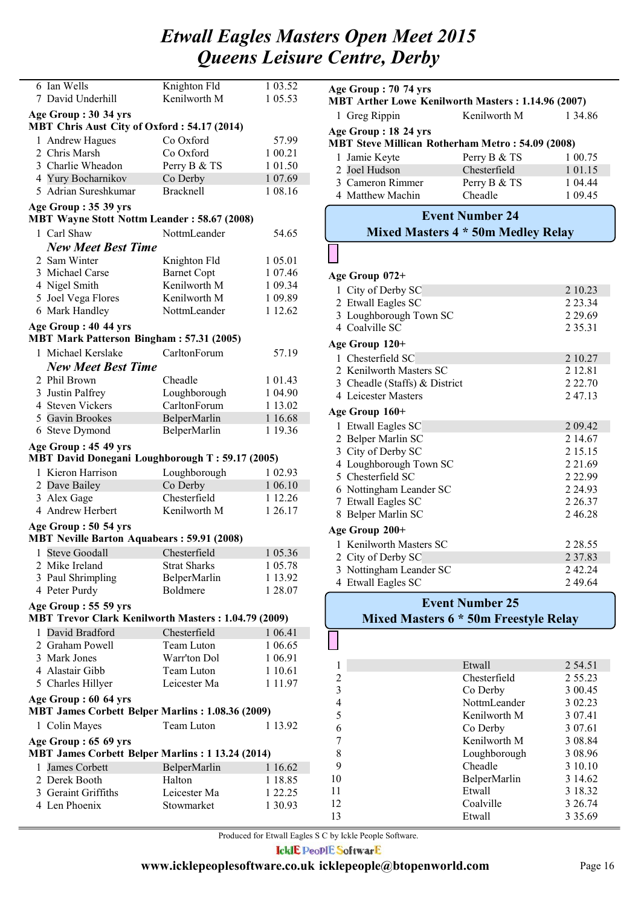# Etwall Eagles Masters Open Meet 2015
# Queens Leisure Centre, Derby

| | | |
|---|---|---|
| 6 Ian Wells | Knighton Fld | 1 03.52 |
| 7 David Underhill | Kenilworth M | 1 05.53 |

**Age Group : 30 34 yrs**
**MBT Chris Aust City of Oxford : 54.17 (2014)**

| | | |
|---|---|---|
| 1 Andrew Hagues | Co Oxford | 57.99 |
| 2 Chris Marsh | Co Oxford | 1 00.21 |
| 3 Charlie Wheadon | Perry B & TS | 1 01.50 |
| 4 Yury Bocharnikov | Co Derby | 1 07.69 |
| 5 Adrian Sureshkumar | Bracknell | 1 08.16 |

**Age Group : 35 39 yrs**
**MBT Wayne Stott Nottm Leander : 58.67 (2008)**

| | | |
|---|---|---|
| 1 Carl Shaw | NottmLeander | 54.65 |
| ***New Meet Best Time*** | | |
| 2 Sam Winter | Knighton Fld | 1 05.01 |
| 3 Michael Carse | Barnet Copt | 1 07.46 |
| 4 Nigel Smith | Kenilworth M | 1 09.34 |
| 5 Joel Vega Flores | Kenilworth M | 1 09.89 |
| 6 Mark Handley | NottmLeander | 1 12.62 |

**Age Group : 40 44 yrs**
**MBT Mark Patterson Bingham : 57.31 (2005)**

| | | |
|---|---|---|
| 1 Michael Kerslake | CarltonForum | 57.19 |
| ***New Meet Best Time*** | | |
| 2 Phil Brown | Cheadle | 1 01.43 |
| 3 Justin Palfrey | Loughborough | 1 04.90 |
| 4 Steven Vickers | CarltonForum | 1 13.02 |
| 5 Gavin Brookes | BelperMarlin | 1 16.68 |
| 6 Steve Dymond | BelperMarlin | 1 19.36 |

**Age Group : 45 49 yrs**
**MBT David Donegani Loughborough T : 59.17 (2005)**

| | | |
|---|---|---|
| 1 Kieron Harrison | Loughborough | 1 02.93 |
| 2 Dave Bailey | Co Derby | 1 06.10 |
| 3 Alex Gage | Chesterfield | 1 12.26 |
| 4 Andrew Herbert | Kenilworth M | 1 26.17 |

**Age Group : 50 54 yrs**
**MBT Neville Barton Aquabears : 59.91 (2008)**

| | | |
|---|---|---|
| 1 Steve Goodall | Chesterfield | 1 05.36 |
| 2 Mike Ireland | Strat Sharks | 1 05.78 |
| 3 Paul Shrimpling | BelperMarlin | 1 13.92 |
| 4 Peter Purdy | Boldmere | 1 28.07 |

**Age Group : 55 59 yrs**
**MBT Trevor Clark Kenilworth Masters : 1.04.79 (2009)**

| | | |
|---|---|---|
| 1 David Bradford | Chesterfield | 1 06.41 |
| 2 Graham Powell | Team Luton | 1 06.65 |
| 3 Mark Jones | Warr'ton Dol | 1 06.91 |
| 4 Alastair Gibb | Team Luton | 1 10.61 |
| 5 Charles Hillyer | Leicester Ma | 1 11.97 |

**Age Group : 60 64 yrs**
**MBT James Corbett Belper Marlins : 1.08.36 (2009)**

| | | |
|---|---|---|
| 1 Colin Mayes | Team Luton | 1 13.92 |

**Age Group : 65 69 yrs**
**MBT James Corbett Belper Marlins : 1 13.24 (2014)**

| | | |
|---|---|---|
| 1 James Corbett | BelperMarlin | 1 16.62 |
| 2 Derek Booth | Halton | 1 18.85 |
| 3 Geraint Griffiths | Leicester Ma | 1 22.25 |
| 4 Len Phoenix | Stowmarket | 1 30.93 |

**Age Group : 70 74 yrs**
**MBT Arther Lowe Kenilworth Masters : 1.14.96 (2007)**

| | | |
|---|---|---|
| 1 Greg Rippin | Kenilworth M | 1 34.86 |

**Age Group : 18 24 yrs**
**MBT Steve Millican Rotherham Metro : 54.09 (2008)**

| | | |
|---|---|---|
| 1 Jamie Keyte | Perry B & TS | 1 00.75 |
| 2 Joel Hudson | Chesterfield | 1 01.15 |
| 3 Cameron Rimmer | Perry B & TS | 1 04.44 |
| 4 Matthew Machin | Cheadle | 1 09.45 |

## Event Number 24
## Mixed Masters 4 * 50m Medley Relay

**Age Group 072+**

| | |
|---|---|
| 1 City of Derby SC | 2 10.23 |
| 2 Etwall Eagles SC | 2 23.34 |
| 3 Loughborough Town SC | 2 29.69 |
| 4 Coalville SC | 2 35.31 |

**Age Group 120+**

| | |
|---|---|
| 1 Chesterfield SC | 2 10.27 |
| 2 Kenilworth Masters SC | 2 12.81 |
| 3 Cheadle (Staffs) & District | 2 22.70 |
| 4 Leicester Masters | 2 47.13 |

**Age Group 160+**

| | |
|---|---|
| 1 Etwall Eagles SC | 2 09.42 |
| 2 Belper Marlin SC | 2 14.67 |
| 3 City of Derby SC | 2 15.15 |
| 4 Loughborough Town SC | 2 21.69 |
| 5 Chesterfield SC | 2 22.99 |
| 6 Nottingham Leander SC | 2 24.93 |
| 7 Etwall Eagles SC | 2 26.37 |
| 8 Belper Marlin SC | 2 46.28 |

**Age Group 200+**

| | |
|---|---|
| 1 Kenilworth Masters SC | 2 28.55 |
| 2 City of Derby SC | 2 37.83 |
| 3 Nottingham Leander SC | 2 42.24 |
| 4 Etwall Eagles SC | 2 49.64 |

## Event Number 25
## Mixed Masters 6 * 50m Freestyle Relay

| | | |
|---|---|---|
| 1 | Etwall | 2 54.51 |
| 2 | Chesterfield | 2 55.23 |
| 3 | Co Derby | 3 00.45 |
| 4 | NottmLeander | 3 02.23 |
| 5 | Kenilworth M | 3 07.41 |
| 6 | Co Derby | 3 07.61 |
| 7 | Kenilworth M | 3 08.84 |
| 8 | Loughborough | 3 08.96 |
| 9 | Cheadle | 3 10.10 |
| 10 | BelperMarlin | 3 14.62 |
| 11 | Etwall | 3 18.32 |
| 12 | Coalville | 3 26.74 |
| 13 | Etwall | 3 35.69 |

Produced for Etwall Eagles S C by Ickle People Software.
IcklE PeoplE SoftwarE
www.icklepeoplesoftware.co.uk icklepeople@btopenworld.com